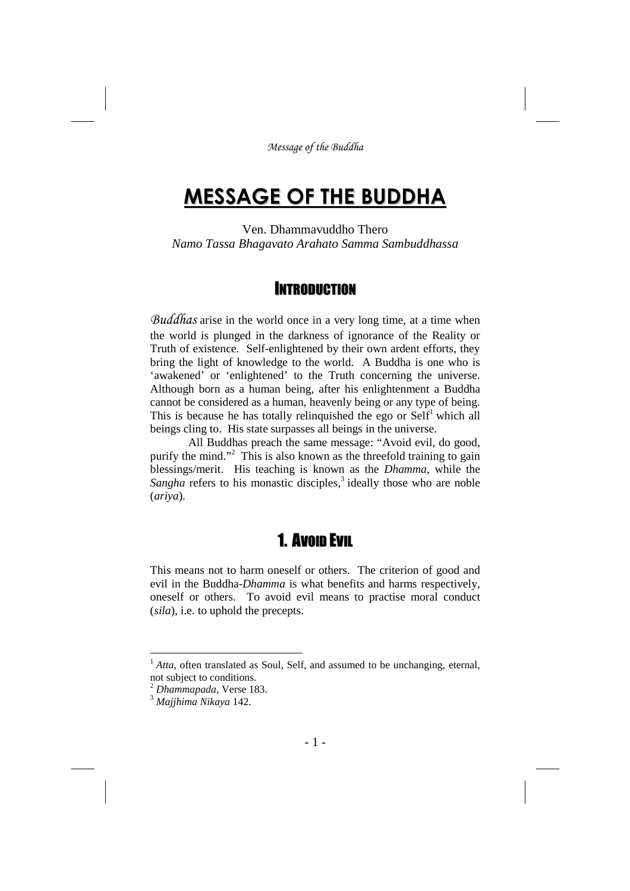# MESSAGE OF THE BUDDHA

Ven. Dhammavuddho Thero
*Namo Tassa Bhagavato Arahato Samma Sambuddhassa*

## INTRODUCTION

*Buddhas* arise in the world once in a very long time, at a time when the world is plunged in the darkness of ignorance of the Reality or Truth of existence. Self-enlightened by their own ardent efforts, they bring the light of knowledge to the world. A Buddha is one who is 'awakened' or 'enlightened' to the Truth concerning the universe. Although born as a human being, after his enlightenment a Buddha cannot be considered as a human, heavenly being or any type of being. This is because he has totally relinquished the ego or Self[1] which all beings cling to. His state surpasses all beings in the universe.

All Buddhas preach the same message: "Avoid evil, do good, purify the mind."[2] This is also known as the threefold training to gain blessings/merit. His teaching is known as the *Dhamma*, while the *Sangha* refers to his monastic disciples,[3] ideally those who are noble (*ariya*).

## 1. AVOID EVIL

This means not to harm oneself or others. The criterion of good and evil in the Buddha-*Dhamma* is what benefits and harms respectively, oneself or others. To avoid evil means to practise moral conduct (*sila*), i.e. to uphold the precepts.

---

[1] *Atta*, often translated as Soul, Self, and assumed to be unchanging, eternal, not subject to conditions.

[2] *Dhammapada*, Verse 183.

[3] *Majjhima Nikaya* 142.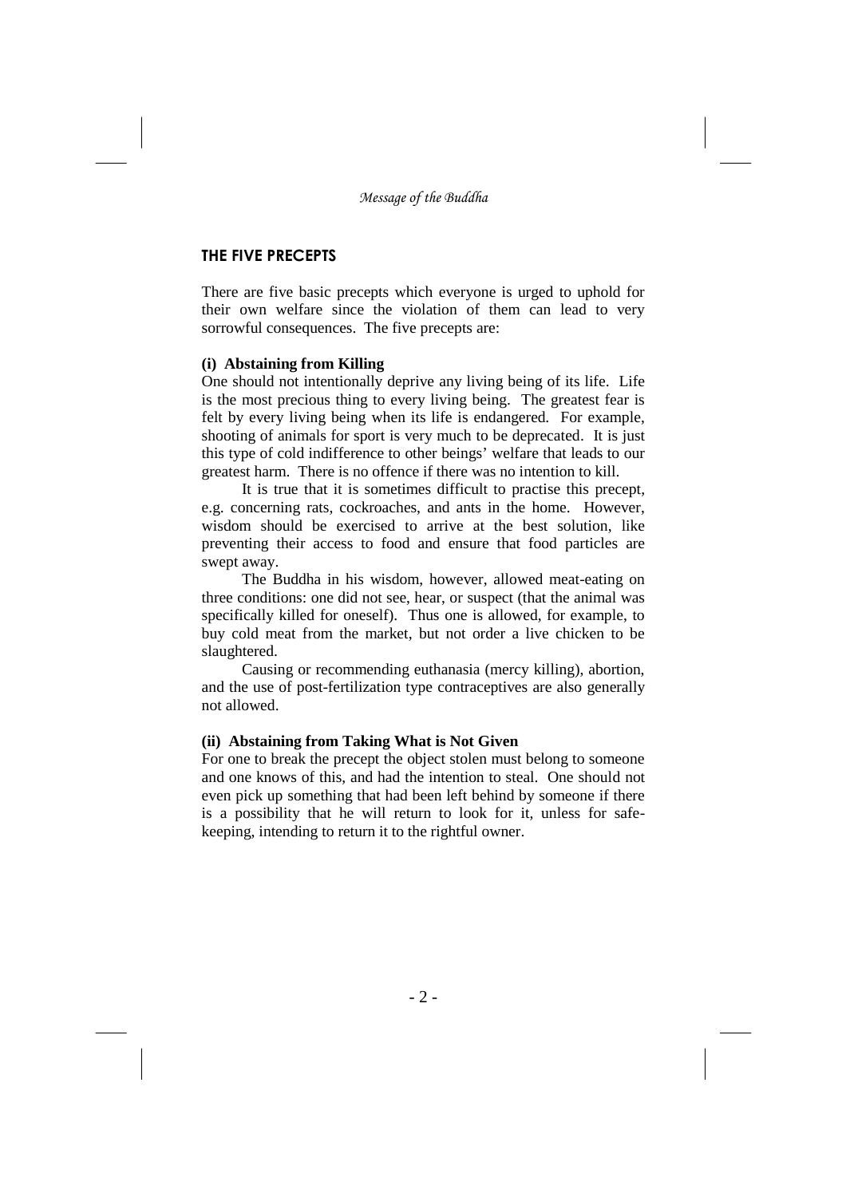## THE FIVE PRECEPTS

There are five basic precepts which everyone is urged to uphold for their own welfare since the violation of them can lead to very sorrowful consequences. The five precepts are:

### (i) Abstaining from Killing

One should not intentionally deprive any living being of its life. Life is the most precious thing to every living being. The greatest fear is felt by every living being when its life is endangered. For example, shooting of animals for sport is very much to be deprecated. It is just this type of cold indifference to other beings' welfare that leads to our greatest harm. There is no offence if there was no intention to kill.

It is true that it is sometimes difficult to practise this precept, e.g. concerning rats, cockroaches, and ants in the home. However, wisdom should be exercised to arrive at the best solution, like preventing their access to food and ensure that food particles are swept away.

The Buddha in his wisdom, however, allowed meat-eating on three conditions: one did not see, hear, or suspect (that the animal was specifically killed for oneself). Thus one is allowed, for example, to buy cold meat from the market, but not order a live chicken to be slaughtered.

Causing or recommending euthanasia (mercy killing), abortion, and the use of post-fertilization type contraceptives are also generally not allowed.

### (ii) Abstaining from Taking What is Not Given

For one to break the precept the object stolen must belong to someone and one knows of this, and had the intention to steal. One should not even pick up something that had been left behind by someone if there is a possibility that he will return to look for it, unless for safe-keeping, intending to return it to the rightful owner.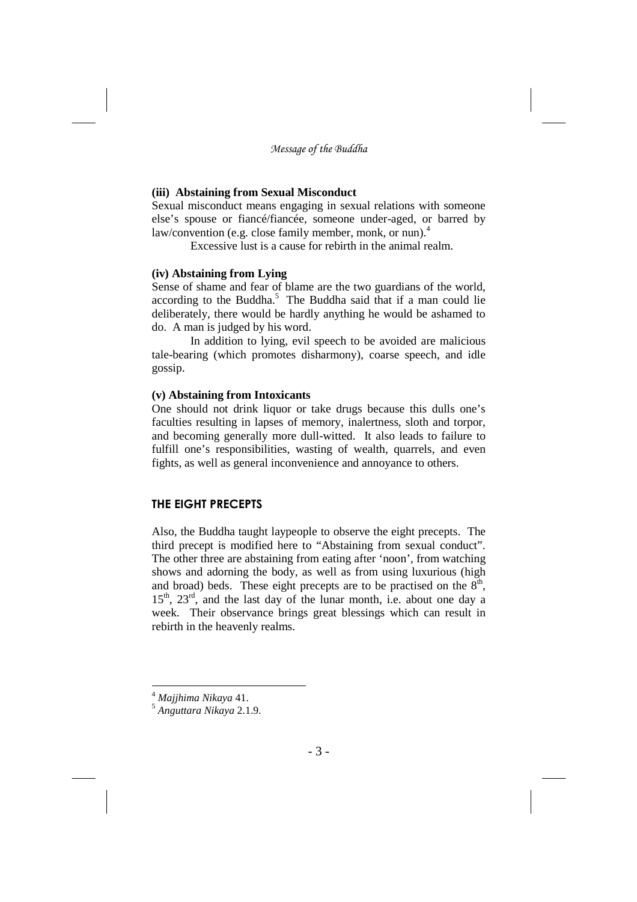### (iii) Abstaining from Sexual Misconduct

Sexual misconduct means engaging in sexual relations with someone else's spouse or fiancé/fiancée, someone under-aged, or barred by law/convention (e.g. close family member, monk, or nun).[4]

Excessive lust is a cause for rebirth in the animal realm.

### (iv) Abstaining from Lying

Sense of shame and fear of blame are the two guardians of the world, according to the Buddha.[5] The Buddha said that if a man could lie deliberately, there would be hardly anything he would be ashamed to do. A man is judged by his word.

In addition to lying, evil speech to be avoided are malicious tale-bearing (which promotes disharmony), coarse speech, and idle gossip.

### (v) Abstaining from Intoxicants

One should not drink liquor or take drugs because this dulls one's faculties resulting in lapses of memory, inalertness, sloth and torpor, and becoming generally more dull-witted. It also leads to failure to fulfill one's responsibilities, wasting of wealth, quarrels, and even fights, as well as general inconvenience and annoyance to others.

## THE EIGHT PRECEPTS

Also, the Buddha taught laypeople to observe the eight precepts. The third precept is modified here to "Abstaining from sexual conduct". The other three are abstaining from eating after 'noon', from watching shows and adorning the body, as well as from using luxurious (high and broad) beds. These eight precepts are to be practised on the 8th, 15th, 23rd, and the last day of the lunar month, i.e. about one day a week. Their observance brings great blessings which can result in rebirth in the heavenly realms.

---

[4] *Majjhima Nikaya* 41.

[5] *Anguttara Nikaya* 2.1.9.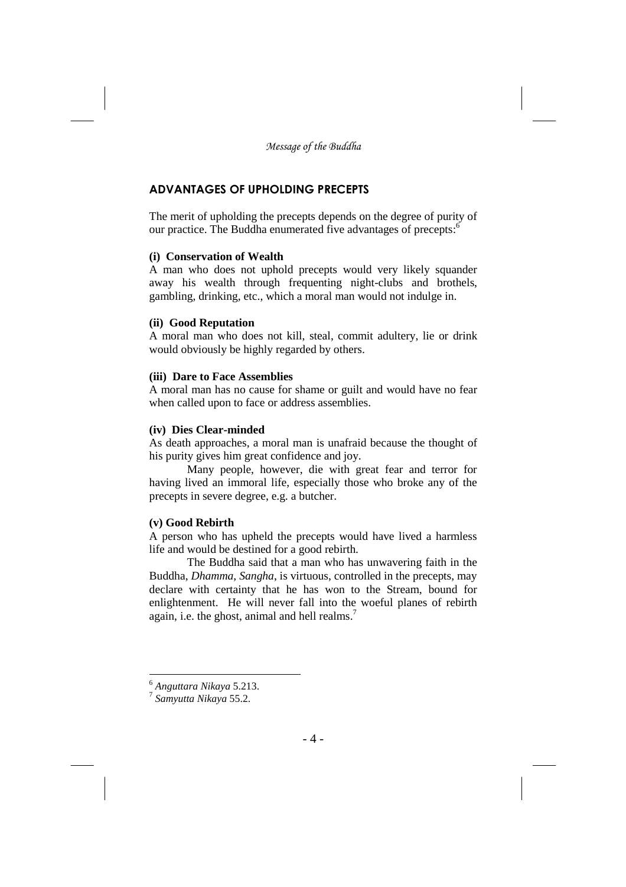## ADVANTAGES OF UPHOLDING PRECEPTS

The merit of upholding the precepts depends on the degree of purity of our practice. The Buddha enumerated five advantages of precepts:[6]

**(i) Conservation of Wealth**

A man who does not uphold precepts would very likely squander away his wealth through frequenting night-clubs and brothels, gambling, drinking, etc., which a moral man would not indulge in.

**(ii) Good Reputation**

A moral man who does not kill, steal, commit adultery, lie or drink would obviously be highly regarded by others.

**(iii) Dare to Face Assemblies**

A moral man has no cause for shame or guilt and would have no fear when called upon to face or address assemblies.

**(iv) Dies Clear-minded**

As death approaches, a moral man is unafraid because the thought of his purity gives him great confidence and joy.

Many people, however, die with great fear and terror for having lived an immoral life, especially those who broke any of the precepts in severe degree, e.g. a butcher.

**(v) Good Rebirth**

A person who has upheld the precepts would have lived a harmless life and would be destined for a good rebirth.

The Buddha said that a man who has unwavering faith in the Buddha, *Dhamma*, *Sangha*, is virtuous, controlled in the precepts, may declare with certainty that he has won to the Stream, bound for enlightenment. He will never fall into the woeful planes of rebirth again, i.e. the ghost, animal and hell realms.[7]

---

[6] *Anguttara Nikaya* 5.213.

[7] *Samyutta Nikaya* 55.2.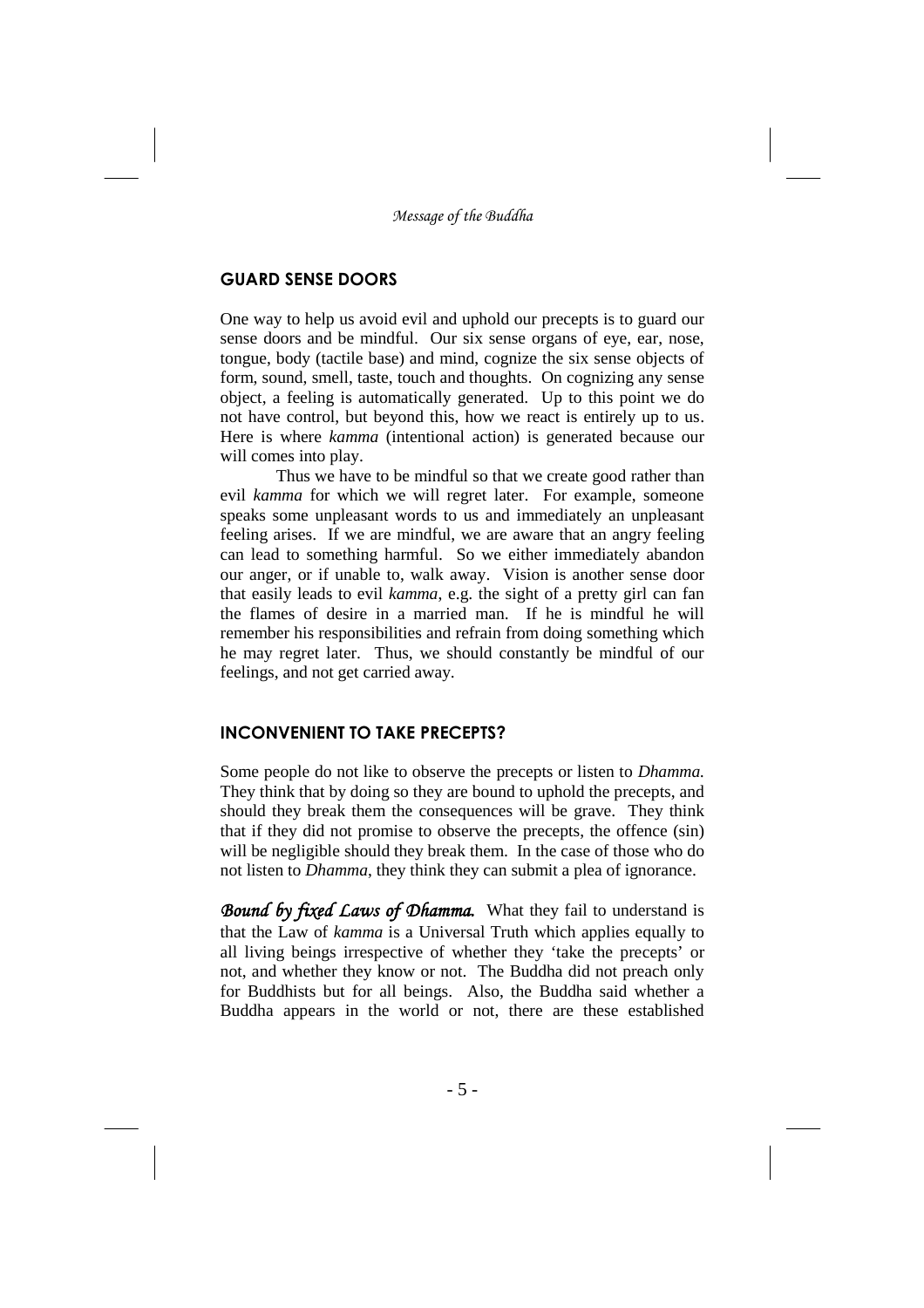## GUARD SENSE DOORS

One way to help us avoid evil and uphold our precepts is to guard our sense doors and be mindful. Our six sense organs of eye, ear, nose, tongue, body (tactile base) and mind, cognize the six sense objects of form, sound, smell, taste, touch and thoughts. On cognizing any sense object, a feeling is automatically generated. Up to this point we do not have control, but beyond this, how we react is entirely up to us. Here is where *kamma* (intentional action) is generated because our will comes into play.

Thus we have to be mindful so that we create good rather than evil *kamma* for which we will regret later. For example, someone speaks some unpleasant words to us and immediately an unpleasant feeling arises. If we are mindful, we are aware that an angry feeling can lead to something harmful. So we either immediately abandon our anger, or if unable to, walk away. Vision is another sense door that easily leads to evil *kamma*, e.g. the sight of a pretty girl can fan the flames of desire in a married man. If he is mindful he will remember his responsibilities and refrain from doing something which he may regret later. Thus, we should constantly be mindful of our feelings, and not get carried away.

## INCONVENIENT TO TAKE PRECEPTS?

Some people do not like to observe the precepts or listen to *Dhamma.* They think that by doing so they are bound to uphold the precepts, and should they break them the consequences will be grave. They think that if they did not promise to observe the precepts, the offence (sin) will be negligible should they break them. In the case of those who do not listen to *Dhamma*, they think they can submit a plea of ignorance.

***Bound by fixed Laws of Dhamma.*** What they fail to understand is that the Law of *kamma* is a Universal Truth which applies equally to all living beings irrespective of whether they 'take the precepts' or not, and whether they know or not. The Buddha did not preach only for Buddhists but for all beings. Also, the Buddha said whether a Buddha appears in the world or not, there are these established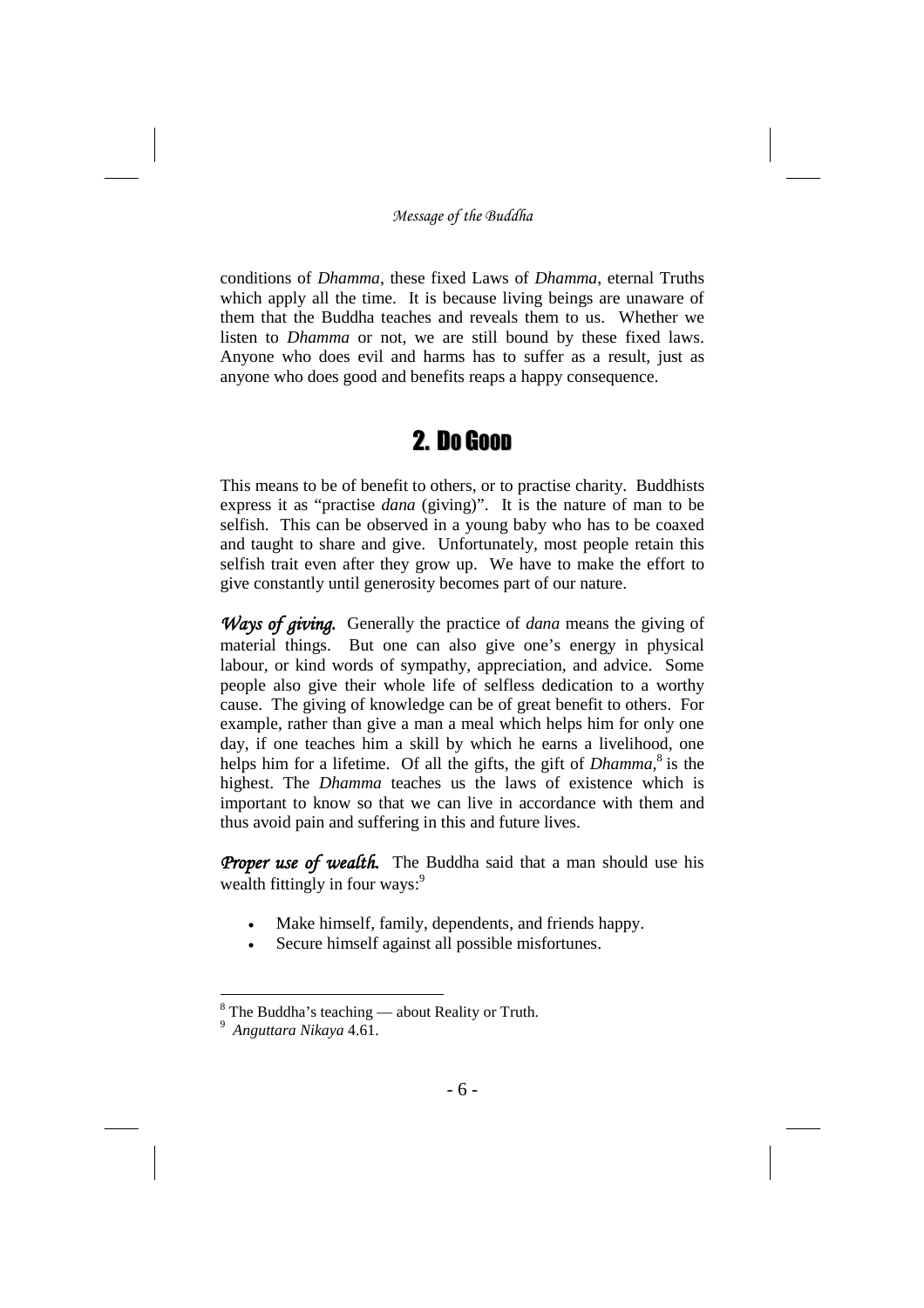conditions of *Dhamma*, these fixed Laws of *Dhamma*, eternal Truths which apply all the time. It is because living beings are unaware of them that the Buddha teaches and reveals them to us. Whether we listen to *Dhamma* or not, we are still bound by these fixed laws. Anyone who does evil and harms has to suffer as a result, just as anyone who does good and benefits reaps a happy consequence.

## 2. Do Good

This means to be of benefit to others, or to practise charity. Buddhists express it as "practise *dana* (giving)". It is the nature of man to be selfish. This can be observed in a young baby who has to be coaxed and taught to share and give. Unfortunately, most people retain this selfish trait even after they grow up. We have to make the effort to give constantly until generosity becomes part of our nature.

***Ways of giving.*** Generally the practice of *dana* means the giving of material things. But one can also give one's energy in physical labour, or kind words of sympathy, appreciation, and advice. Some people also give their whole life of selfless dedication to a worthy cause. The giving of knowledge can be of great benefit to others. For example, rather than give a man a meal which helps him for only one day, if one teaches him a skill by which he earns a livelihood, one helps him for a lifetime. Of all the gifts, the gift of *Dhamma*,[8] is the highest. The *Dhamma* teaches us the laws of existence which is important to know so that we can live in accordance with them and thus avoid pain and suffering in this and future lives.

***Proper use of wealth.*** The Buddha said that a man should use his wealth fittingly in four ways:[9]

- Make himself, family, dependents, and friends happy.
- Secure himself against all possible misfortunes.

---

[8] The Buddha's teaching — about Reality or Truth.

[9] *Anguttara Nikaya* 4.61.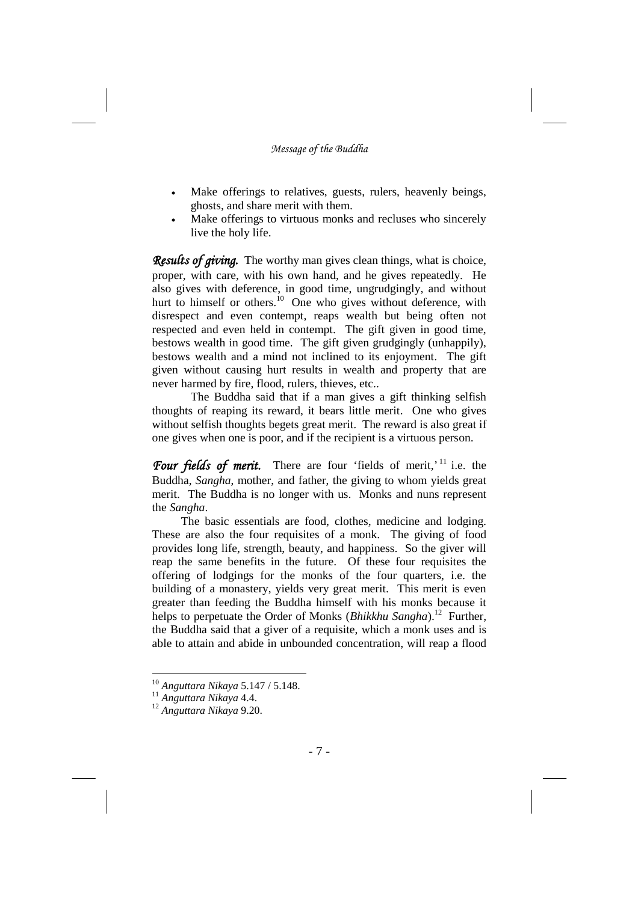- Make offerings to relatives, guests, rulers, heavenly beings, ghosts, and share merit with them.
- Make offerings to virtuous monks and recluses who sincerely live the holy life.

***Results of giving.*** The worthy man gives clean things, what is choice, proper, with care, with his own hand, and he gives repeatedly. He also gives with deference, in good time, ungrudgingly, and without hurt to himself or others.[10] One who gives without deference, with disrespect and even contempt, reaps wealth but being often not respected and even held in contempt. The gift given in good time, bestows wealth in good time. The gift given grudgingly (unhappily), bestows wealth and a mind not inclined to its enjoyment. The gift given without causing hurt results in wealth and property that are never harmed by fire, flood, rulers, thieves, etc..

The Buddha said that if a man gives a gift thinking selfish thoughts of reaping its reward, it bears little merit. One who gives without selfish thoughts begets great merit. The reward is also great if one gives when one is poor, and if the recipient is a virtuous person.

***Four fields of merit.*** There are four 'fields of merit,'[11] i.e. the Buddha, *Sangha*, mother, and father, the giving to whom yields great merit. The Buddha is no longer with us. Monks and nuns represent the *Sangha*.

The basic essentials are food, clothes, medicine and lodging. These are also the four requisites of a monk. The giving of food provides long life, strength, beauty, and happiness. So the giver will reap the same benefits in the future. Of these four requisites the offering of lodgings for the monks of the four quarters, i.e. the building of a monastery, yields very great merit. This merit is even greater than feeding the Buddha himself with his monks because it helps to perpetuate the Order of Monks (*Bhikkhu Sangha*).[12] Further, the Buddha said that a giver of a requisite, which a monk uses and is able to attain and abide in unbounded concentration, will reap a flood

---

[10] *Anguttara Nikaya* 5.147 / 5.148.
[11] *Anguttara Nikaya* 4.4.
[12] *Anguttara Nikaya* 9.20.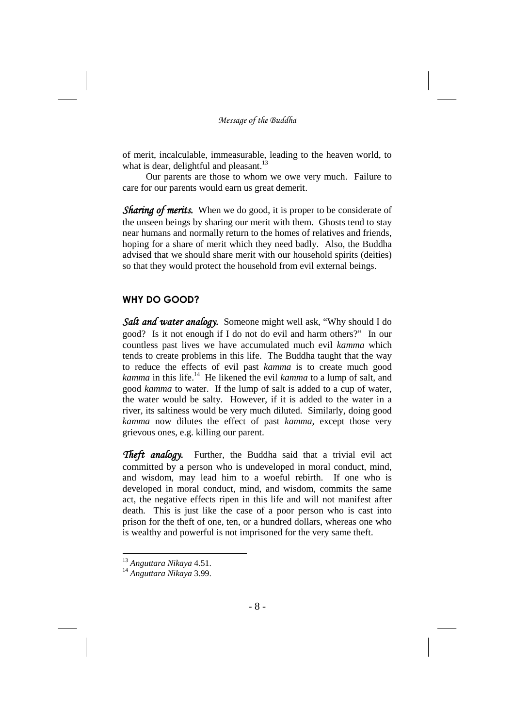of merit, incalculable, immeasurable, leading to the heaven world, to what is dear, delightful and pleasant.[13]

Our parents are those to whom we owe very much. Failure to care for our parents would earn us great demerit.

***Sharing of merits.*** When we do good, it is proper to be considerate of the unseen beings by sharing our merit with them. Ghosts tend to stay near humans and normally return to the homes of relatives and friends, hoping for a share of merit which they need badly. Also, the Buddha advised that we should share merit with our household spirits (deities) so that they would protect the household from evil external beings.

## WHY DO GOOD?

***Salt and water analogy.*** Someone might well ask, "Why should I do good? Is it not enough if I do not do evil and harm others?" In our countless past lives we have accumulated much evil *kamma* which tends to create problems in this life. The Buddha taught that the way to reduce the effects of evil past *kamma* is to create much good *kamma* in this life.[14] He likened the evil *kamma* to a lump of salt, and good *kamma* to water. If the lump of salt is added to a cup of water, the water would be salty. However, if it is added to the water in a river, its saltiness would be very much diluted. Similarly, doing good *kamma* now dilutes the effect of past *kamma*, except those very grievous ones, e.g. killing our parent.

***Theft analogy.*** Further, the Buddha said that a trivial evil act committed by a person who is undeveloped in moral conduct, mind, and wisdom, may lead him to a woeful rebirth. If one who is developed in moral conduct, mind, and wisdom, commits the same act, the negative effects ripen in this life and will not manifest after death. This is just like the case of a poor person who is cast into prison for the theft of one, ten, or a hundred dollars, whereas one who is wealthy and powerful is not imprisoned for the very same theft.

---

[13] *Anguttara Nikaya* 4.51.

[14] *Anguttara Nikaya* 3.99.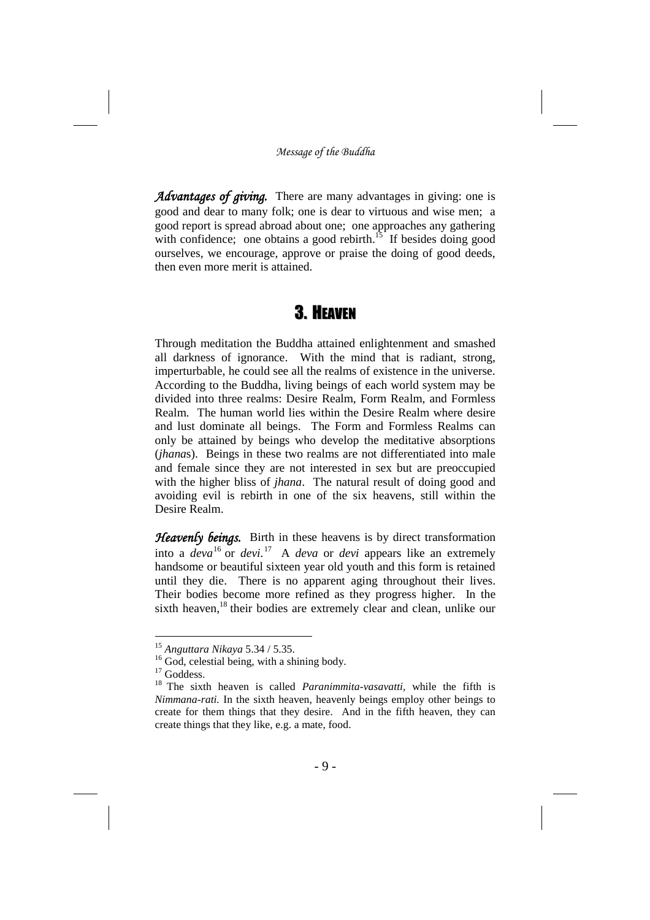***Advantages of giving.*** There are many advantages in giving: one is good and dear to many folk; one is dear to virtuous and wise men; a good report is spread abroad about one; one approaches any gathering with confidence; one obtains a good rebirth.[15] If besides doing good ourselves, we encourage, approve or praise the doing of good deeds, then even more merit is attained.

## 3. Heaven

Through meditation the Buddha attained enlightenment and smashed all darkness of ignorance. With the mind that is radiant, strong, imperturbable, he could see all the realms of existence in the universe. According to the Buddha, living beings of each world system may be divided into three realms: Desire Realm, Form Realm, and Formless Realm. The human world lies within the Desire Realm where desire and lust dominate all beings. The Form and Formless Realms can only be attained by beings who develop the meditative absorptions (*jhana*s). Beings in these two realms are not differentiated into male and female since they are not interested in sex but are preoccupied with the higher bliss of *jhana*. The natural result of doing good and avoiding evil is rebirth in one of the six heavens, still within the Desire Realm.

***Heavenly beings.*** Birth in these heavens is by direct transformation into a *deva*[16] or *devi*.[17] A *deva* or *devi* appears like an extremely handsome or beautiful sixteen year old youth and this form is retained until they die. There is no apparent aging throughout their lives. Their bodies become more refined as they progress higher. In the sixth heaven,[18] their bodies are extremely clear and clean, unlike our

---

[15] *Anguttara Nikaya* 5.34 / 5.35.

[16] God, celestial being, with a shining body.

[17] Goddess.

[18] The sixth heaven is called *Paranimmita-vasavatti*, while the fifth is *Nimmana-rati*. In the sixth heaven, heavenly beings employ other beings to create for them things that they desire. And in the fifth heaven, they can create things that they like, e.g. a mate, food.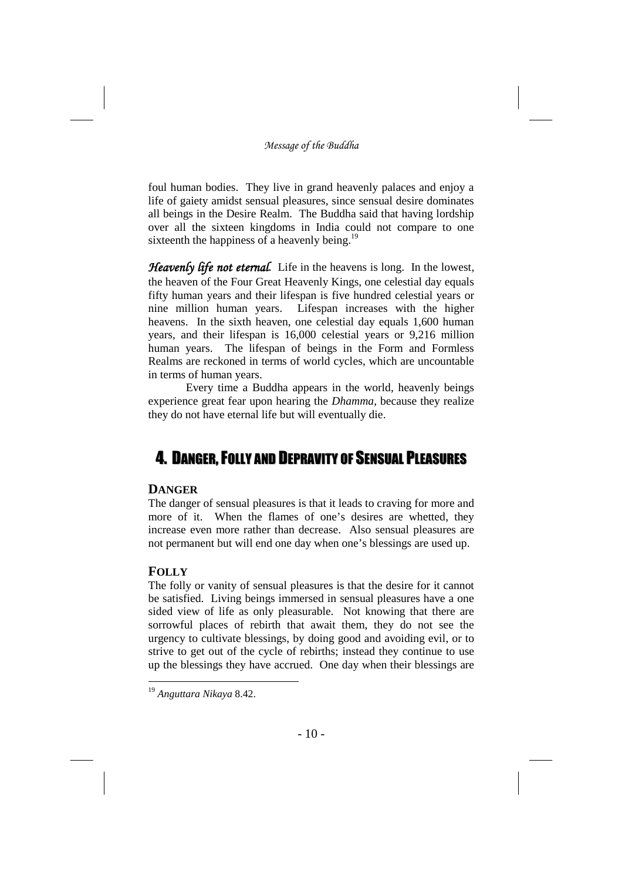foul human bodies. They live in grand heavenly palaces and enjoy a life of gaiety amidst sensual pleasures, since sensual desire dominates all beings in the Desire Realm. The Buddha said that having lordship over all the sixteen kingdoms in India could not compare to one sixteenth the happiness of a heavenly being.[19]

***Heavenly life not eternal.*** Life in the heavens is long. In the lowest, the heaven of the Four Great Heavenly Kings, one celestial day equals fifty human years and their lifespan is five hundred celestial years or nine million human years. Lifespan increases with the higher heavens. In the sixth heaven, one celestial day equals 1,600 human years, and their lifespan is 16,000 celestial years or 9,216 million human years. The lifespan of beings in the Form and Formless Realms are reckoned in terms of world cycles, which are uncountable in terms of human years.

Every time a Buddha appears in the world, heavenly beings experience great fear upon hearing the *Dhamma*, because they realize they do not have eternal life but will eventually die.

## 4. Danger, Folly and Depravity of Sensual Pleasures

### Danger

The danger of sensual pleasures is that it leads to craving for more and more of it. When the flames of one's desires are whetted, they increase even more rather than decrease. Also sensual pleasures are not permanent but will end one day when one's blessings are used up.

### Folly

The folly or vanity of sensual pleasures is that the desire for it cannot be satisfied. Living beings immersed in sensual pleasures have a one sided view of life as only pleasurable. Not knowing that there are sorrowful places of rebirth that await them, they do not see the urgency to cultivate blessings, by doing good and avoiding evil, or to strive to get out of the cycle of rebirths; instead they continue to use up the blessings they have accrued. One day when their blessings are

[19] *Anguttara Nikaya* 8.42.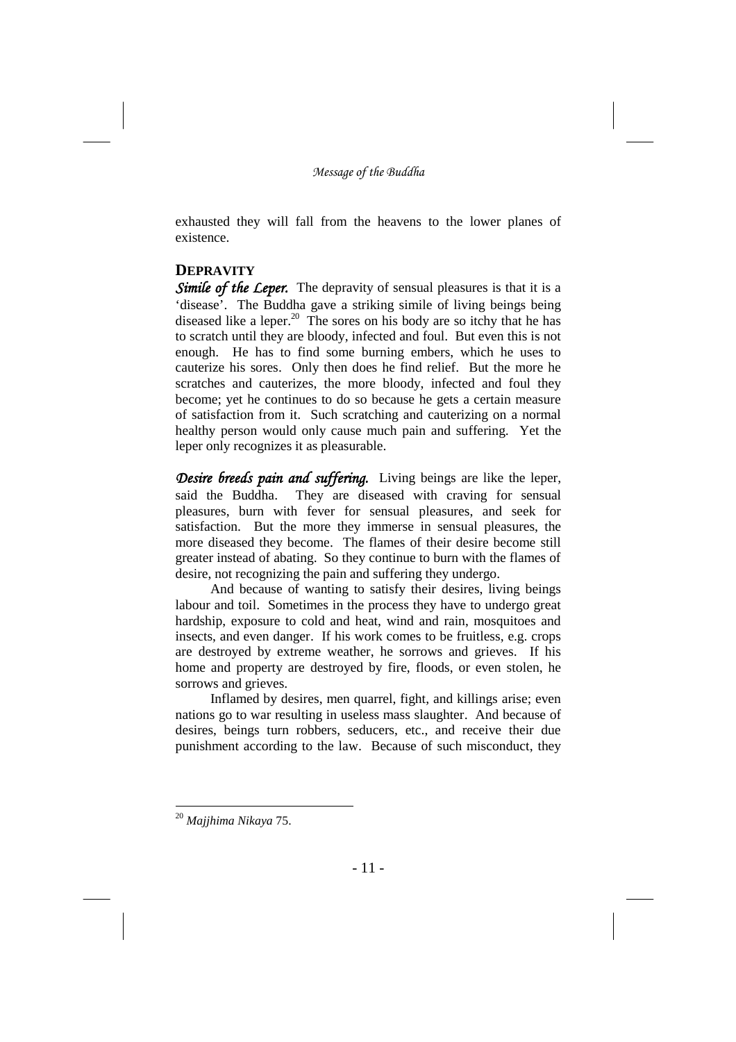exhausted they will fall from the heavens to the lower planes of existence.

## DEPRAVITY

***Simile of the Leper.*** The depravity of sensual pleasures is that it is a 'disease'. The Buddha gave a striking simile of living beings being diseased like a leper.[20] The sores on his body are so itchy that he has to scratch until they are bloody, infected and foul. But even this is not enough. He has to find some burning embers, which he uses to cauterize his sores. Only then does he find relief. But the more he scratches and cauterizes, the more bloody, infected and foul they become; yet he continues to do so because he gets a certain measure of satisfaction from it. Such scratching and cauterizing on a normal healthy person would only cause much pain and suffering. Yet the leper only recognizes it as pleasurable.

***Desire breeds pain and suffering.*** Living beings are like the leper, said the Buddha. They are diseased with craving for sensual pleasures, burn with fever for sensual pleasures, and seek for satisfaction. But the more they immerse in sensual pleasures, the more diseased they become. The flames of their desire become still greater instead of abating. So they continue to burn with the flames of desire, not recognizing the pain and suffering they undergo.

And because of wanting to satisfy their desires, living beings labour and toil. Sometimes in the process they have to undergo great hardship, exposure to cold and heat, wind and rain, mosquitoes and insects, and even danger. If his work comes to be fruitless, e.g. crops are destroyed by extreme weather, he sorrows and grieves. If his home and property are destroyed by fire, floods, or even stolen, he sorrows and grieves.

Inflamed by desires, men quarrel, fight, and killings arise; even nations go to war resulting in useless mass slaughter. And because of desires, beings turn robbers, seducers, etc., and receive their due punishment according to the law. Because of such misconduct, they

---

[20] *Majjhima Nikaya* 75.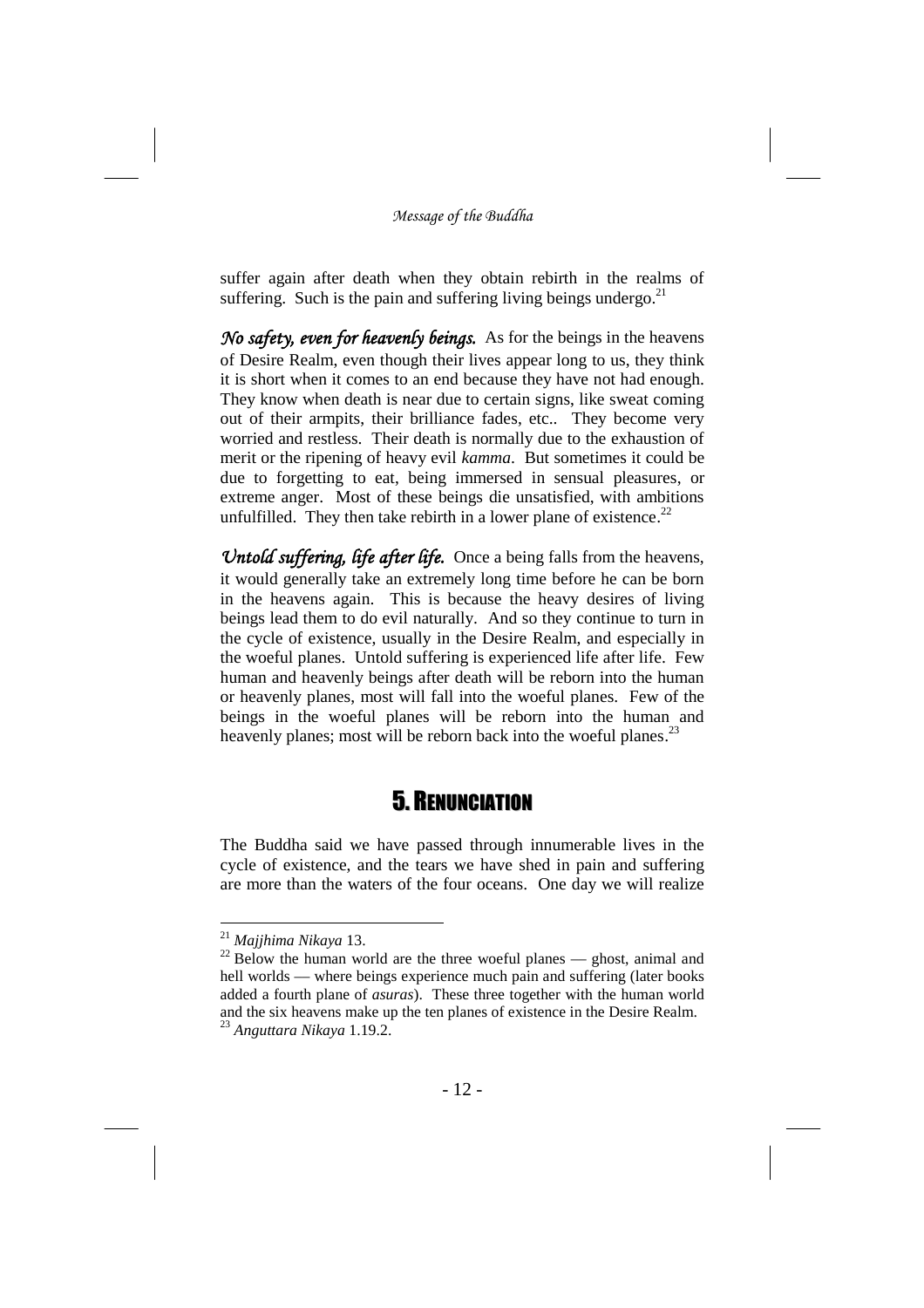suffer again after death when they obtain rebirth in the realms of suffering. Such is the pain and suffering living beings undergo.[21]

***No safety, even for heavenly beings.*** As for the beings in the heavens of Desire Realm, even though their lives appear long to us, they think it is short when it comes to an end because they have not had enough. They know when death is near due to certain signs, like sweat coming out of their armpits, their brilliance fades, etc.. They become very worried and restless. Their death is normally due to the exhaustion of merit or the ripening of heavy evil *kamma*. But sometimes it could be due to forgetting to eat, being immersed in sensual pleasures, or extreme anger. Most of these beings die unsatisfied, with ambitions unfulfilled. They then take rebirth in a lower plane of existence.[22]

***Untold suffering, life after life.*** Once a being falls from the heavens, it would generally take an extremely long time before he can be born in the heavens again. This is because the heavy desires of living beings lead them to do evil naturally. And so they continue to turn in the cycle of existence, usually in the Desire Realm, and especially in the woeful planes. Untold suffering is experienced life after life. Few human and heavenly beings after death will be reborn into the human or heavenly planes, most will fall into the woeful planes. Few of the beings in the woeful planes will be reborn into the human and heavenly planes; most will be reborn back into the woeful planes.[23]

## 5. Renunciation

The Buddha said we have passed through innumerable lives in the cycle of existence, and the tears we have shed in pain and suffering are more than the waters of the four oceans. One day we will realize

---

[21] *Majjhima Nikaya* 13.

[22] Below the human world are the three woeful planes — ghost, animal and hell worlds — where beings experience much pain and suffering (later books added a fourth plane of *asuras*). These three together with the human world and the six heavens make up the ten planes of existence in the Desire Realm.

[23] *Anguttara Nikaya* 1.19.2.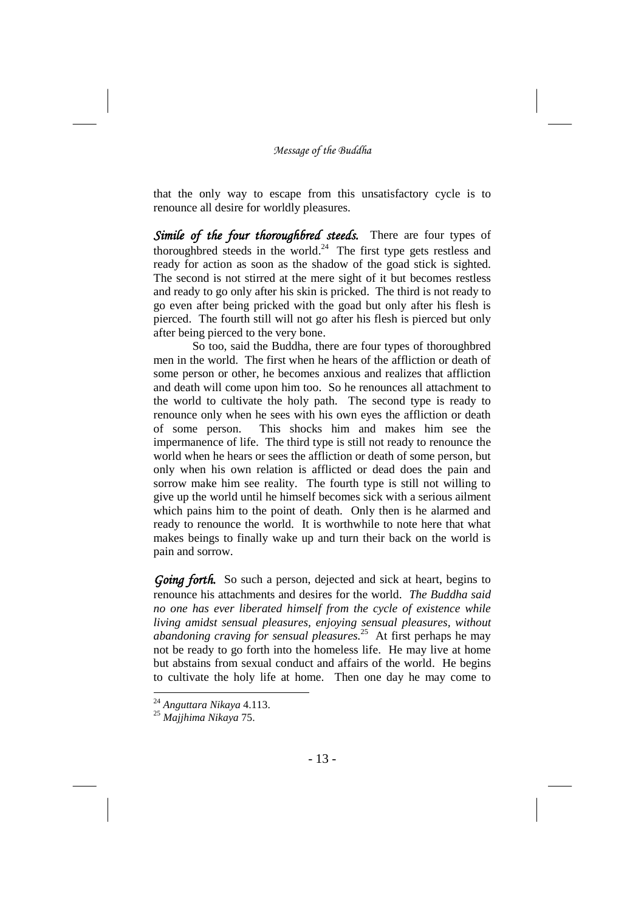that the only way to escape from this unsatisfactory cycle is to renounce all desire for worldly pleasures.

***Simile of the four thoroughbred steeds.*** There are four types of thoroughbred steeds in the world.[24] The first type gets restless and ready for action as soon as the shadow of the goad stick is sighted. The second is not stirred at the mere sight of it but becomes restless and ready to go only after his skin is pricked. The third is not ready to go even after being pricked with the goad but only after his flesh is pierced. The fourth still will not go after his flesh is pierced but only after being pierced to the very bone.

So too, said the Buddha, there are four types of thoroughbred men in the world. The first when he hears of the affliction or death of some person or other, he becomes anxious and realizes that affliction and death will come upon him too. So he renounces all attachment to the world to cultivate the holy path. The second type is ready to renounce only when he sees with his own eyes the affliction or death of some person. This shocks him and makes him see the impermanence of life. The third type is still not ready to renounce the world when he hears or sees the affliction or death of some person, but only when his own relation is afflicted or dead does the pain and sorrow make him see reality. The fourth type is still not willing to give up the world until he himself becomes sick with a serious ailment which pains him to the point of death. Only then is he alarmed and ready to renounce the world. It is worthwhile to note here that what makes beings to finally wake up and turn their back on the world is pain and sorrow.

***Going forth.*** So such a person, dejected and sick at heart, begins to renounce his attachments and desires for the world. *The Buddha said no one has ever liberated himself from the cycle of existence while living amidst sensual pleasures, enjoying sensual pleasures, without abandoning craving for sensual pleasures.*[25] At first perhaps he may not be ready to go forth into the homeless life. He may live at home but abstains from sexual conduct and affairs of the world. He begins to cultivate the holy life at home. Then one day he may come to

---

[24] *Anguttara Nikaya* 4.113.

[25] *Majjhima Nikaya* 75.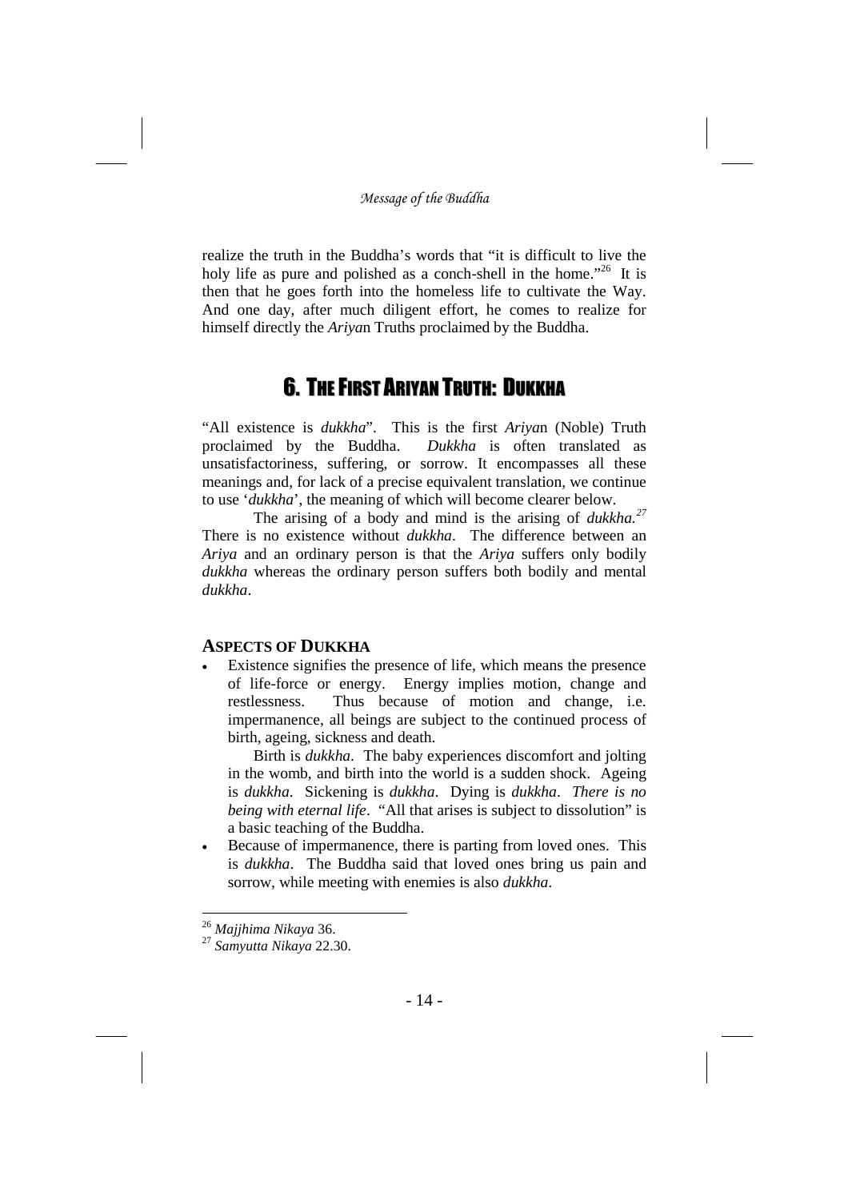realize the truth in the Buddha's words that "it is difficult to live the holy life as pure and polished as a conch-shell in the home."[26] It is then that he goes forth into the homeless life to cultivate the Way. And one day, after much diligent effort, he comes to realize for himself directly the *Ariya*n Truths proclaimed by the Buddha.

## 6. The First Ariyan Truth: Dukkha

"All existence is *dukkha*". This is the first *Ariya*n (Noble) Truth proclaimed by the Buddha. *Dukkha* is often translated as unsatisfactoriness, suffering, or sorrow. It encompasses all these meanings and, for lack of a precise equivalent translation, we continue to use '*dukkha*', the meaning of which will become clearer below.

The arising of a body and mind is the arising of *dukkha.*[27] There is no existence without *dukkha*. The difference between an *Ariya* and an ordinary person is that the *Ariya* suffers only bodily *dukkha* whereas the ordinary person suffers both bodily and mental *dukkha*.

### Aspects of Dukkha

- Existence signifies the presence of life, which means the presence of life-force or energy. Energy implies motion, change and restlessness. Thus because of motion and change, i.e. impermanence, all beings are subject to the continued process of birth, ageing, sickness and death.

  Birth is *dukkha*. The baby experiences discomfort and jolting in the womb, and birth into the world is a sudden shock. Ageing is *dukkha*. Sickening is *dukkha*. Dying is *dukkha*. *There is no being with eternal life*. "All that arises is subject to dissolution" is a basic teaching of the Buddha.
- Because of impermanence, there is parting from loved ones. This is *dukkha*. The Buddha said that loved ones bring us pain and sorrow, while meeting with enemies is also *dukkha*.

---

[26] *Majjhima Nikaya* 36.

[27] *Samyutta Nikaya* 22.30.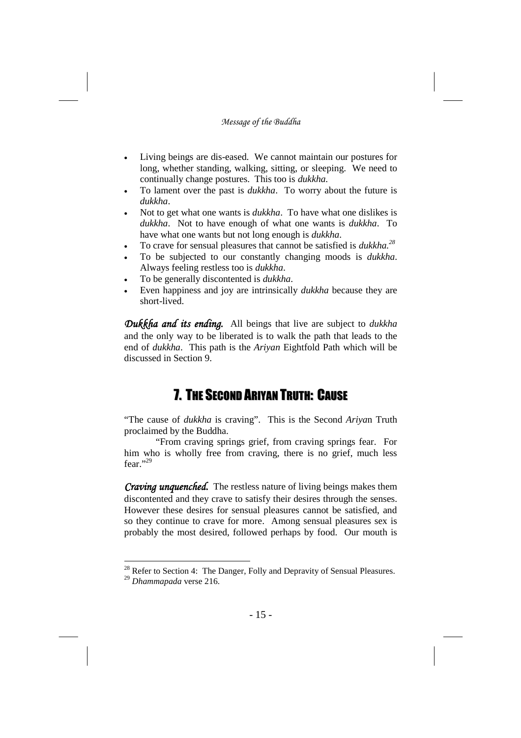- Living beings are dis-eased. We cannot maintain our postures for long, whether standing, walking, sitting, or sleeping. We need to continually change postures. This too is *dukkha*.
- To lament over the past is *dukkha*. To worry about the future is *dukkha*.
- Not to get what one wants is *dukkha*. To have what one dislikes is *dukkha*. Not to have enough of what one wants is *dukkha*. To have what one wants but not long enough is *dukkha*.
- To crave for sensual pleasures that cannot be satisfied is *dukkha*.[28]
- To be subjected to our constantly changing moods is *dukkha*. Always feeling restless too is *dukkha*.
- To be generally discontented is *dukkha*.
- Even happiness and joy are intrinsically *dukkha* because they are short-lived.

***Dukkha and its ending.*** All beings that live are subject to *dukkha* and the only way to be liberated is to walk the path that leads to the end of *dukkha*. This path is the *Ariyan* Eightfold Path which will be discussed in Section 9.

## 7. The Second Ariyan Truth: Cause

"The cause of *dukkha* is craving". This is the Second *Ariya*n Truth proclaimed by the Buddha.

"From craving springs grief, from craving springs fear. For him who is wholly free from craving, there is no grief, much less fear."[29]

***Craving unquenched.*** The restless nature of living beings makes them discontented and they crave to satisfy their desires through the senses. However these desires for sensual pleasures cannot be satisfied, and so they continue to crave for more. Among sensual pleasures sex is probably the most desired, followed perhaps by food. Our mouth is

---

[28] Refer to Section 4: The Danger, Folly and Depravity of Sensual Pleasures.

[29] *Dhammapada* verse 216.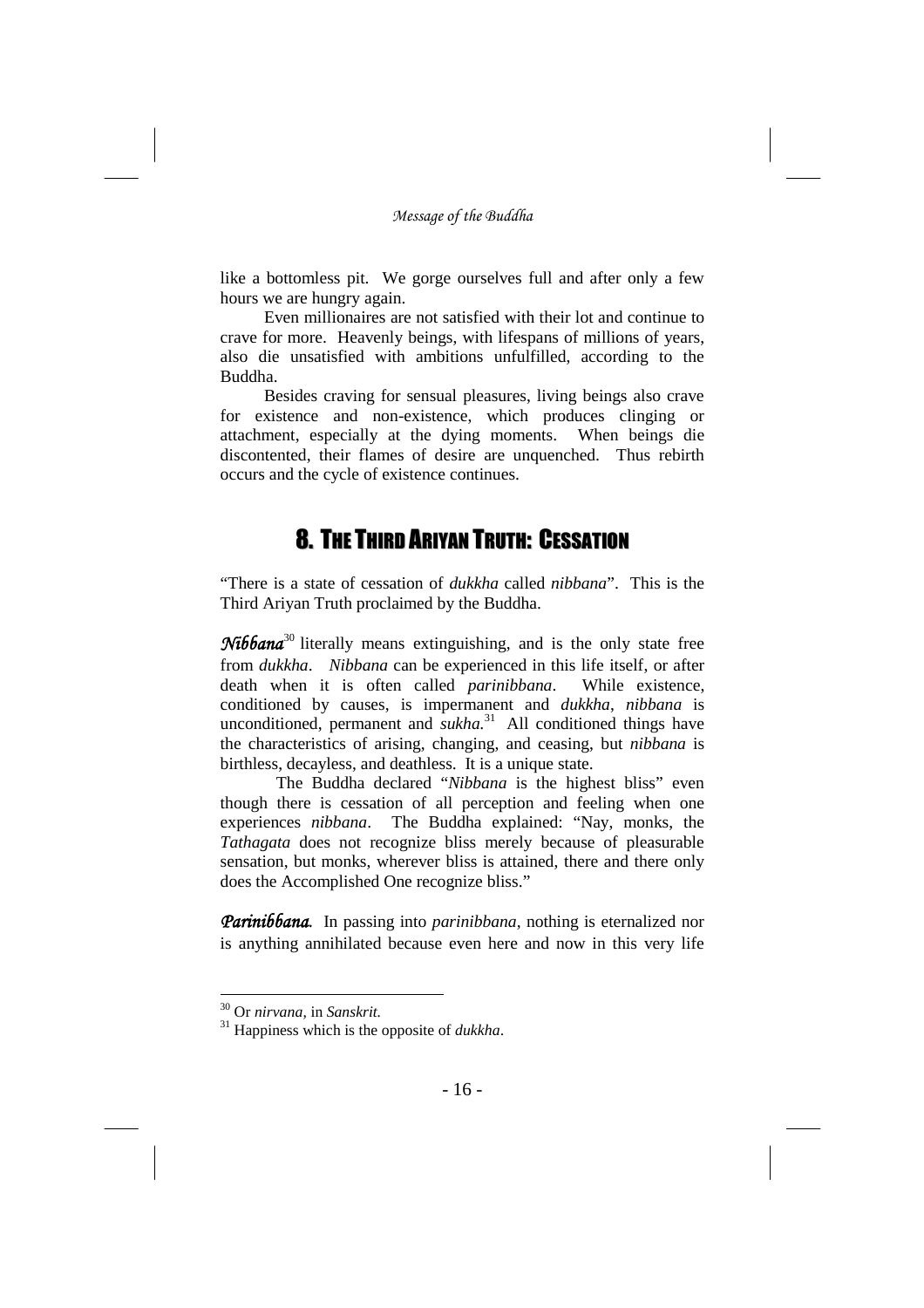like a bottomless pit. We gorge ourselves full and after only a few hours we are hungry again.

Even millionaires are not satisfied with their lot and continue to crave for more. Heavenly beings, with lifespans of millions of years, also die unsatisfied with ambitions unfulfilled, according to the Buddha.

Besides craving for sensual pleasures, living beings also crave for existence and non-existence, which produces clinging or attachment, especially at the dying moments. When beings die discontented, their flames of desire are unquenched. Thus rebirth occurs and the cycle of existence continues.

## 8. The Third Ariyan Truth: Cessation

"There is a state of cessation of *dukkha* called *nibbana*". This is the Third Ariyan Truth proclaimed by the Buddha.

***Nibbana***[30] literally means extinguishing, and is the only state free from *dukkha*. *Nibbana* can be experienced in this life itself, or after death when it is often called *parinibbana*. While existence, conditioned by causes, is impermanent and *dukkha*, *nibbana* is unconditioned, permanent and *sukha.*[31] All conditioned things have the characteristics of arising, changing, and ceasing, but *nibbana* is birthless, decayless, and deathless. It is a unique state.

The Buddha declared "*Nibbana* is the highest bliss" even though there is cessation of all perception and feeling when one experiences *nibbana*. The Buddha explained: "Nay, monks, the *Tathagata* does not recognize bliss merely because of pleasurable sensation, but monks, wherever bliss is attained, there and there only does the Accomplished One recognize bliss."

***Parinibbana.*** In passing into *parinibbana*, nothing is eternalized nor is anything annihilated because even here and now in this very life

---

[30] Or *nirvana,* in *Sanskrit.*

[31] Happiness which is the opposite of *dukkha*.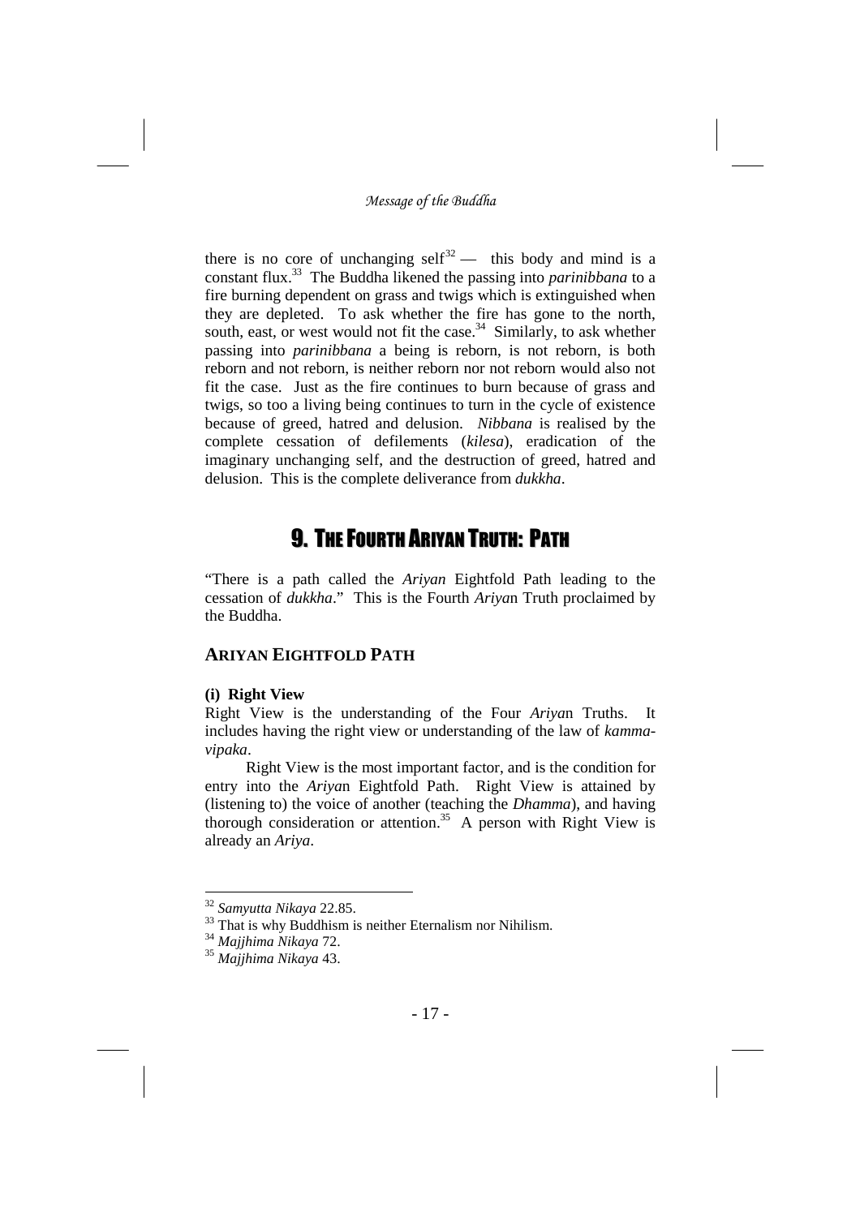there is no core of unchanging self[32] — this body and mind is a constant flux.[33] The Buddha likened the passing into *parinibbana* to a fire burning dependent on grass and twigs which is extinguished when they are depleted. To ask whether the fire has gone to the north, south, east, or west would not fit the case.[34] Similarly, to ask whether passing into *parinibbana* a being is reborn, is not reborn, is both reborn and not reborn, is neither reborn nor not reborn would also not fit the case. Just as the fire continues to burn because of grass and twigs, so too a living being continues to turn in the cycle of existence because of greed, hatred and delusion. *Nibbana* is realised by the complete cessation of defilements (*kilesa*), eradication of the imaginary unchanging self, and the destruction of greed, hatred and delusion. This is the complete deliverance from *dukkha*.

# 9. The Fourth Ariyan Truth: Path

"There is a path called the *Ariyan* Eightfold Path leading to the cessation of *dukkha*." This is the Fourth *Ariya*n Truth proclaimed by the Buddha.

## ARIYAN EIGHTFOLD PATH

### (i) Right View

Right View is the understanding of the Four *Ariya*n Truths. It includes having the right view or understanding of the law of *kamma-vipaka*.

Right View is the most important factor, and is the condition for entry into the *Ariya*n Eightfold Path. Right View is attained by (listening to) the voice of another (teaching the *Dhamma*), and having thorough consideration or attention.[35] A person with Right View is already an *Ariya*.

---

[32] *Samyutta Nikaya* 22.85.

[33] That is why Buddhism is neither Eternalism nor Nihilism.

[34] *Majjhima Nikaya* 72.

[35] *Majjhima Nikaya* 43.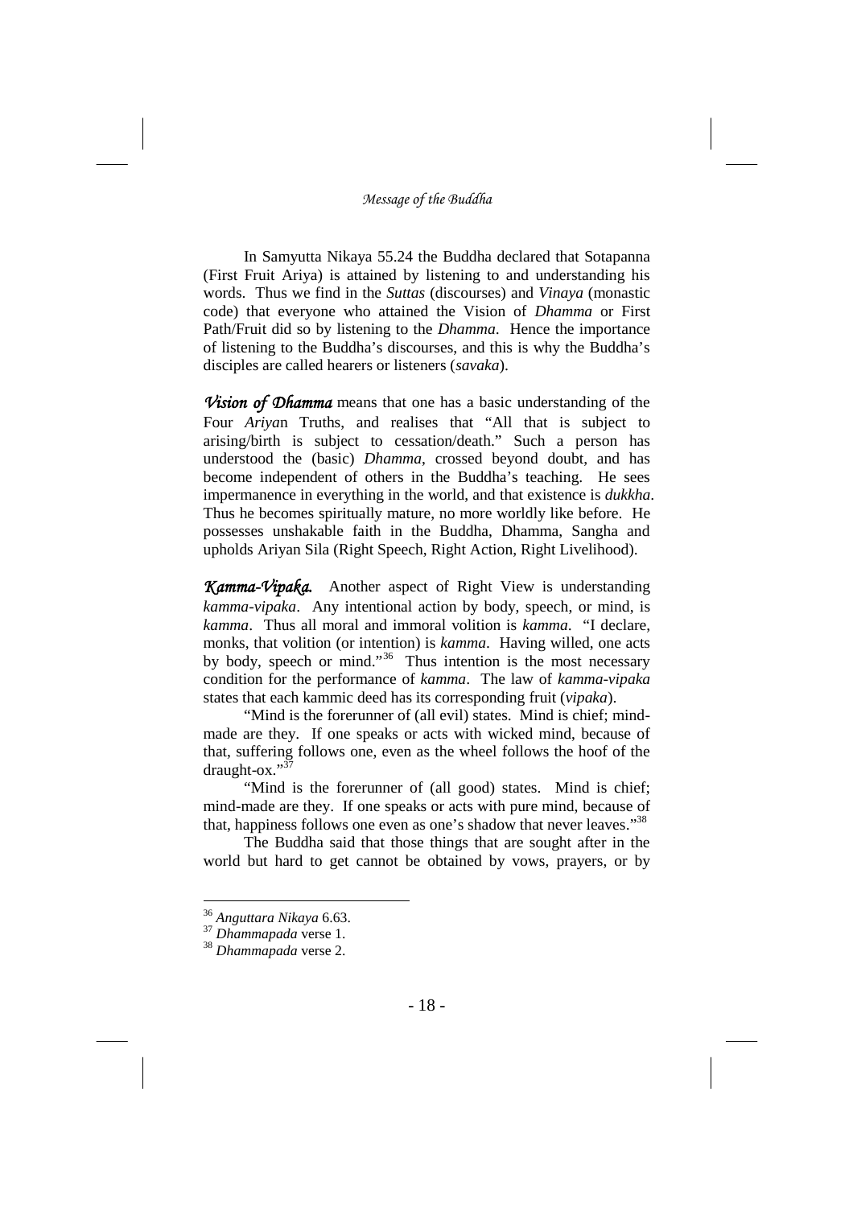In Samyutta Nikaya 55.24 the Buddha declared that Sotapanna (First Fruit Ariya) is attained by listening to and understanding his words. Thus we find in the *Suttas* (discourses) and *Vinaya* (monastic code) that everyone who attained the Vision of *Dhamma* or First Path/Fruit did so by listening to the *Dhamma*. Hence the importance of listening to the Buddha's discourses, and this is why the Buddha's disciples are called hearers or listeners (*savaka*).

***Vision of Dhamma*** means that one has a basic understanding of the Four *Ariya*n Truths, and realises that "All that is subject to arising/birth is subject to cessation/death." Such a person has understood the (basic) *Dhamma*, crossed beyond doubt, and has become independent of others in the Buddha's teaching. He sees impermanence in everything in the world, and that existence is *dukkha*. Thus he becomes spiritually mature, no more worldly like before. He possesses unshakable faith in the Buddha, Dhamma, Sangha and upholds Ariyan Sila (Right Speech, Right Action, Right Livelihood).

***Kamma-Vipaka.*** Another aspect of Right View is understanding *kamma-vipaka*. Any intentional action by body, speech, or mind, is *kamma*. Thus all moral and immoral volition is *kamma*. "I declare, monks, that volition (or intention) is *kamma*. Having willed, one acts by body, speech or mind."[36] Thus intention is the most necessary condition for the performance of *kamma*. The law of *kamma-vipaka* states that each kammic deed has its corresponding fruit (*vipaka*).

"Mind is the forerunner of (all evil) states. Mind is chief; mind-made are they. If one speaks or acts with wicked mind, because of that, suffering follows one, even as the wheel follows the hoof of the draught-ox."[37]

"Mind is the forerunner of (all good) states. Mind is chief; mind-made are they. If one speaks or acts with pure mind, because of that, happiness follows one even as one's shadow that never leaves."[38]

The Buddha said that those things that are sought after in the world but hard to get cannot be obtained by vows, prayers, or by

---

[36] *Anguttara Nikaya* 6.63.

[37] *Dhammapada* verse 1.

[38] *Dhammapada* verse 2.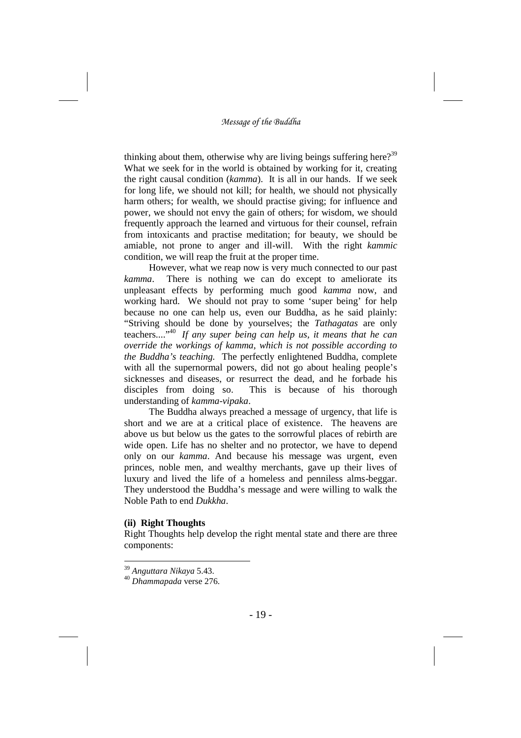thinking about them, otherwise why are living beings suffering here?[39] What we seek for in the world is obtained by working for it, creating the right causal condition (*kamma*). It is all in our hands. If we seek for long life, we should not kill; for health, we should not physically harm others; for wealth, we should practise giving; for influence and power, we should not envy the gain of others; for wisdom, we should frequently approach the learned and virtuous for their counsel, refrain from intoxicants and practise meditation; for beauty, we should be amiable, not prone to anger and ill-will. With the right *kammic* condition, we will reap the fruit at the proper time.

However, what we reap now is very much connected to our past *kamma*. There is nothing we can do except to ameliorate its unpleasant effects by performing much good *kamma* now, and working hard. We should not pray to some 'super being' for help because no one can help us, even our Buddha, as he said plainly: "Striving should be done by yourselves; the *Tathagatas* are only teachers...."[40] *If any super being can help us, it means that he can override the workings of kamma, which is not possible according to the Buddha's teaching.* The perfectly enlightened Buddha, complete with all the supernormal powers, did not go about healing people's sicknesses and diseases, or resurrect the dead, and he forbade his disciples from doing so. This is because of his thorough understanding of *kamma-vipaka*.

The Buddha always preached a message of urgency, that life is short and we are at a critical place of existence. The heavens are above us but below us the gates to the sorrowful places of rebirth are wide open. Life has no shelter and no protector, we have to depend only on our *kamma*. And because his message was urgent, even princes, noble men, and wealthy merchants, gave up their lives of luxury and lived the life of a homeless and penniless alms-beggar. They understood the Buddha's message and were willing to walk the Noble Path to end *Dukkha*.

**(ii) Right Thoughts**

Right Thoughts help develop the right mental state and there are three components:

---

[39] *Anguttara Nikaya* 5.43.

[40] *Dhammapada* verse 276.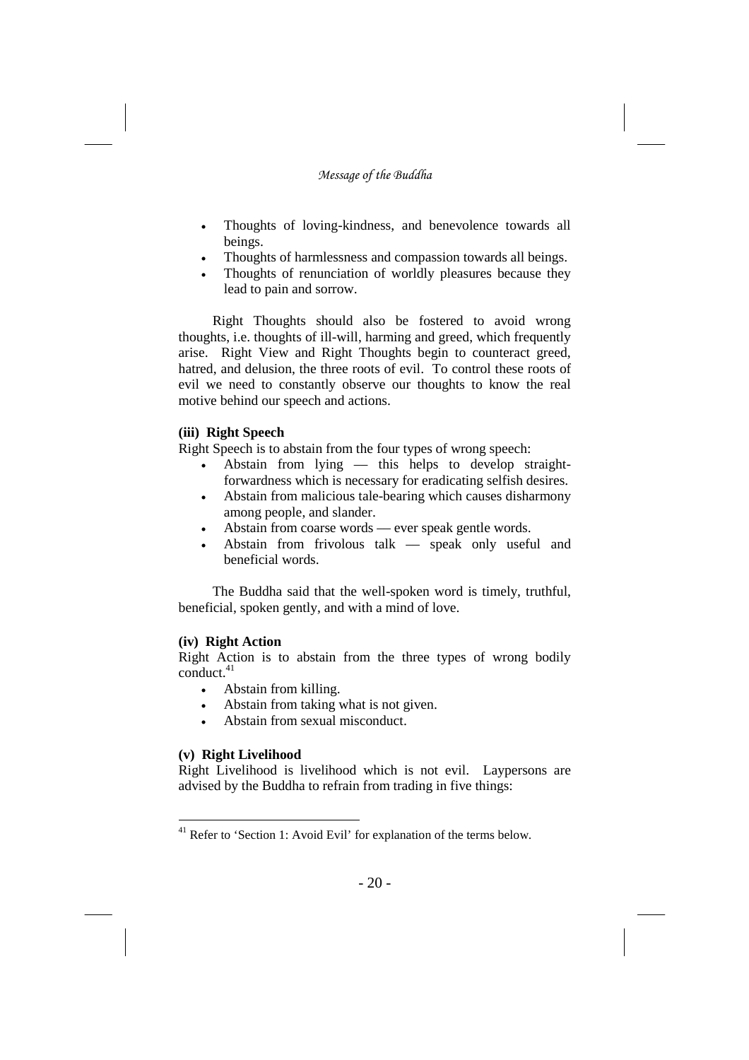- Thoughts of loving-kindness, and benevolence towards all beings.
- Thoughts of harmlessness and compassion towards all beings.
- Thoughts of renunciation of worldly pleasures because they lead to pain and sorrow.

Right Thoughts should also be fostered to avoid wrong thoughts, i.e. thoughts of ill-will, harming and greed, which frequently arise. Right View and Right Thoughts begin to counteract greed, hatred, and delusion, the three roots of evil. To control these roots of evil we need to constantly observe our thoughts to know the real motive behind our speech and actions.

**(iii) Right Speech**

Right Speech is to abstain from the four types of wrong speech:

- Abstain from lying — this helps to develop straight-forwardness which is necessary for eradicating selfish desires.
- Abstain from malicious tale-bearing which causes disharmony among people, and slander.
- Abstain from coarse words — ever speak gentle words.
- Abstain from frivolous talk — speak only useful and beneficial words.

The Buddha said that the well-spoken word is timely, truthful, beneficial, spoken gently, and with a mind of love.

**(iv) Right Action**

Right Action is to abstain from the three types of wrong bodily conduct.[41]

- Abstain from killing.
- Abstain from taking what is not given.
- Abstain from sexual misconduct.

**(v) Right Livelihood**

Right Livelihood is livelihood which is not evil. Laypersons are advised by the Buddha to refrain from trading in five things:

[41] Refer to 'Section 1: Avoid Evil' for explanation of the terms below.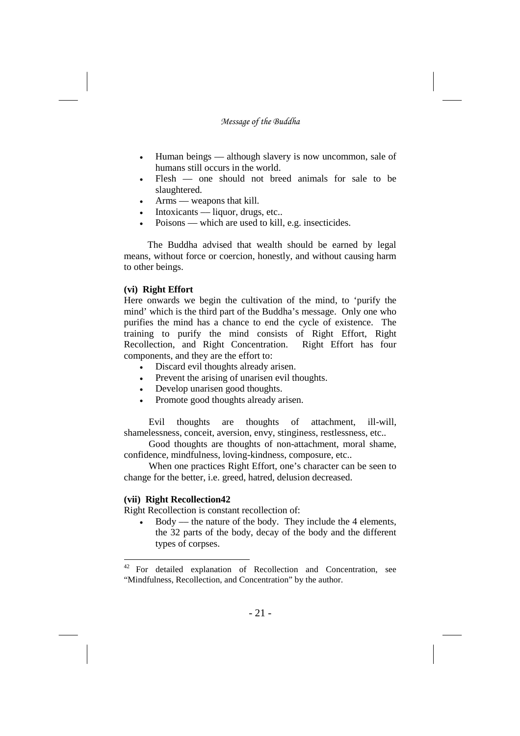- Human beings — although slavery is now uncommon, sale of humans still occurs in the world.
- Flesh — one should not breed animals for sale to be slaughtered.
- Arms — weapons that kill.
- Intoxicants — liquor, drugs, etc..
- Poisons — which are used to kill, e.g. insecticides.

The Buddha advised that wealth should be earned by legal means, without force or coercion, honestly, and without causing harm to other beings.

**(vi) Right Effort**

Here onwards we begin the cultivation of the mind, to 'purify the mind' which is the third part of the Buddha's message. Only one who purifies the mind has a chance to end the cycle of existence. The training to purify the mind consists of Right Effort, Right Recollection, and Right Concentration. Right Effort has four components, and they are the effort to:

- Discard evil thoughts already arisen.
- Prevent the arising of unarisen evil thoughts.
- Develop unarisen good thoughts.
- Promote good thoughts already arisen.

Evil thoughts are thoughts of attachment, ill-will, shamelessness, conceit, aversion, envy, stinginess, restlessness, etc..

Good thoughts are thoughts of non-attachment, moral shame, confidence, mindfulness, loving-kindness, composure, etc..

When one practices Right Effort, one's character can be seen to change for the better, i.e. greed, hatred, delusion decreased.

**(vii) Right Recollection[42]**

Right Recollection is constant recollection of:

- Body — the nature of the body. They include the 4 elements, the 32 parts of the body, decay of the body and the different types of corpses.

---

[42] For detailed explanation of Recollection and Concentration, see "Mindfulness, Recollection, and Concentration" by the author.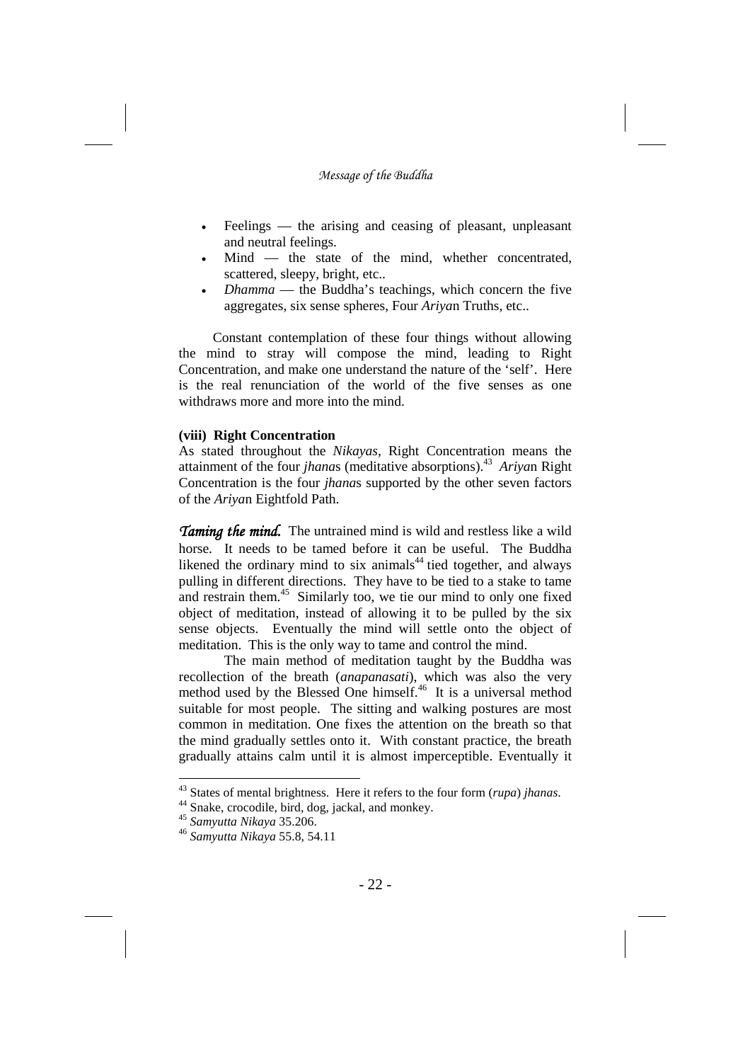- Feelings — the arising and ceasing of pleasant, unpleasant and neutral feelings.
- Mind — the state of the mind, whether concentrated, scattered, sleepy, bright, etc..
- *Dhamma* — the Buddha's teachings, which concern the five aggregates, six sense spheres, Four *Ariya*n Truths, etc..

Constant contemplation of these four things without allowing the mind to stray will compose the mind, leading to Right Concentration, and make one understand the nature of the 'self'. Here is the real renunciation of the world of the five senses as one withdraws more and more into the mind.

**(viii) Right Concentration**

As stated throughout the *Nikayas*, Right Concentration means the attainment of the four *jhana*s (meditative absorptions).[43] *Ariya*n Right Concentration is the four *jhana*s supported by the other seven factors of the *Ariya*n Eightfold Path.

***Taming the mind.*** The untrained mind is wild and restless like a wild horse. It needs to be tamed before it can be useful. The Buddha likened the ordinary mind to six animals[44] tied together, and always pulling in different directions. They have to be tied to a stake to tame and restrain them.[45] Similarly too, we tie our mind to only one fixed object of meditation, instead of allowing it to be pulled by the six sense objects. Eventually the mind will settle onto the object of meditation. This is the only way to tame and control the mind.

The main method of meditation taught by the Buddha was recollection of the breath (*anapanasati*), which was also the very method used by the Blessed One himself.[46] It is a universal method suitable for most people. The sitting and walking postures are most common in meditation. One fixes the attention on the breath so that the mind gradually settles onto it. With constant practice, the breath gradually attains calm until it is almost imperceptible. Eventually it

---

[43] States of mental brightness. Here it refers to the four form (*rupa*) *jhanas*.

[44] Snake, crocodile, bird, dog, jackal, and monkey.

[45] *Samyutta Nikaya* 35.206.

[46] *Samyutta Nikaya* 55.8, 54.11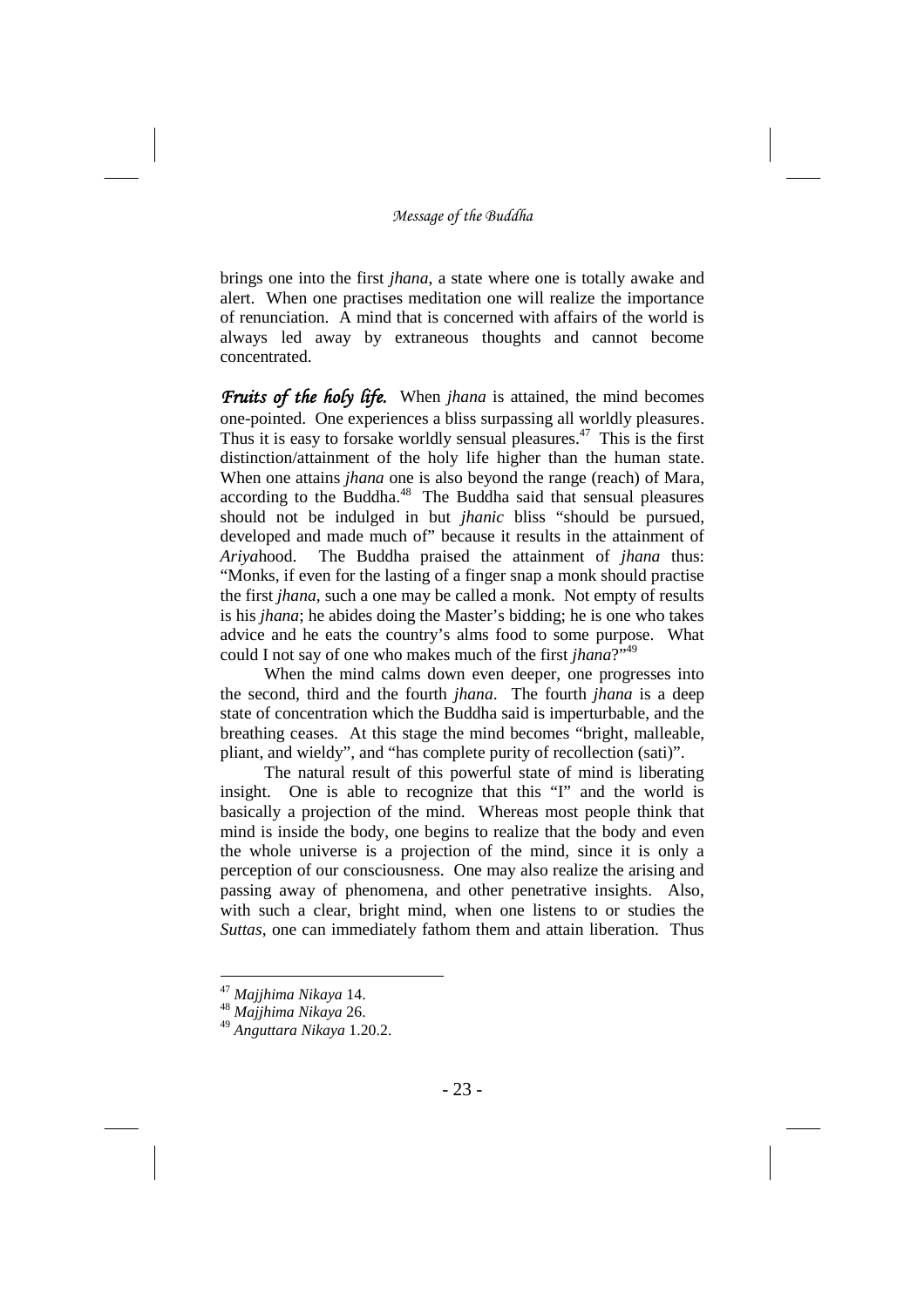brings one into the first *jhana*, a state where one is totally awake and alert. When one practises meditation one will realize the importance of renunciation. A mind that is concerned with affairs of the world is always led away by extraneous thoughts and cannot become concentrated.

***Fruits of the holy life.*** When *jhana* is attained, the mind becomes one-pointed. One experiences a bliss surpassing all worldly pleasures. Thus it is easy to forsake worldly sensual pleasures.[47] This is the first distinction/attainment of the holy life higher than the human state. When one attains *jhana* one is also beyond the range (reach) of Mara, according to the Buddha.[48] The Buddha said that sensual pleasures should not be indulged in but *jhanic* bliss "should be pursued, developed and made much of" because it results in the attainment of *Ariya*hood. The Buddha praised the attainment of *jhana* thus: "Monks, if even for the lasting of a finger snap a monk should practise the first *jhana*, such a one may be called a monk. Not empty of results is his *jhana*; he abides doing the Master's bidding; he is one who takes advice and he eats the country's alms food to some purpose. What could I not say of one who makes much of the first *jhana*?"[49]

When the mind calms down even deeper, one progresses into the second, third and the fourth *jhana*. The fourth *jhana* is a deep state of concentration which the Buddha said is imperturbable, and the breathing ceases. At this stage the mind becomes "bright, malleable, pliant, and wieldy", and "has complete purity of recollection (sati)".

The natural result of this powerful state of mind is liberating insight. One is able to recognize that this "I" and the world is basically a projection of the mind. Whereas most people think that mind is inside the body, one begins to realize that the body and even the whole universe is a projection of the mind, since it is only a perception of our consciousness. One may also realize the arising and passing away of phenomena, and other penetrative insights. Also, with such a clear, bright mind, when one listens to or studies the *Suttas*, one can immediately fathom them and attain liberation. Thus

---

[47] *Majjhima Nikaya* 14.

[48] *Majjhima Nikaya* 26.

[49] *Anguttara Nikaya* 1.20.2.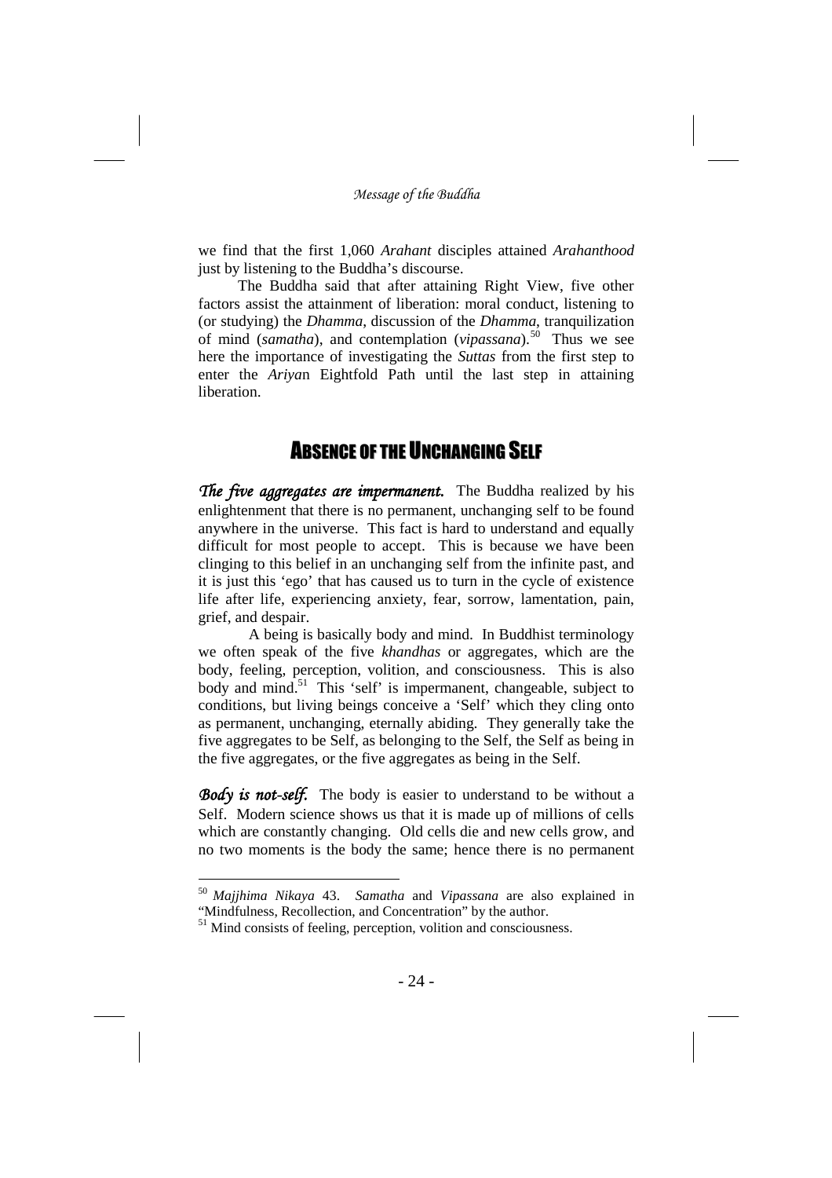we find that the first 1,060 *Arahant* disciples attained *Arahanthood* just by listening to the Buddha's discourse.

The Buddha said that after attaining Right View, five other factors assist the attainment of liberation: moral conduct, listening to (or studying) the *Dhamma*, discussion of the *Dhamma*, tranquilization of mind (*samatha*), and contemplation (*vipassana*).[50] Thus we see here the importance of investigating the *Suttas* from the first step to enter the *Ariya*n Eightfold Path until the last step in attaining liberation.

## ABSENCE OF THE UNCHANGING SELF

***The five aggregates are impermanent.*** The Buddha realized by his enlightenment that there is no permanent, unchanging self to be found anywhere in the universe. This fact is hard to understand and equally difficult for most people to accept. This is because we have been clinging to this belief in an unchanging self from the infinite past, and it is just this 'ego' that has caused us to turn in the cycle of existence life after life, experiencing anxiety, fear, sorrow, lamentation, pain, grief, and despair.

A being is basically body and mind. In Buddhist terminology we often speak of the five *khandhas* or aggregates, which are the body, feeling, perception, volition, and consciousness. This is also body and mind.[51] This 'self' is impermanent, changeable, subject to conditions, but living beings conceive a 'Self' which they cling onto as permanent, unchanging, eternally abiding. They generally take the five aggregates to be Self, as belonging to the Self, the Self as being in the five aggregates, or the five aggregates as being in the Self.

***Body is not-self.*** The body is easier to understand to be without a Self. Modern science shows us that it is made up of millions of cells which are constantly changing. Old cells die and new cells grow, and no two moments is the body the same; hence there is no permanent

---

[50] *Majjhima Nikaya* 43. *Samatha* and *Vipassana* are also explained in "Mindfulness, Recollection, and Concentration" by the author.

[51] Mind consists of feeling, perception, volition and consciousness.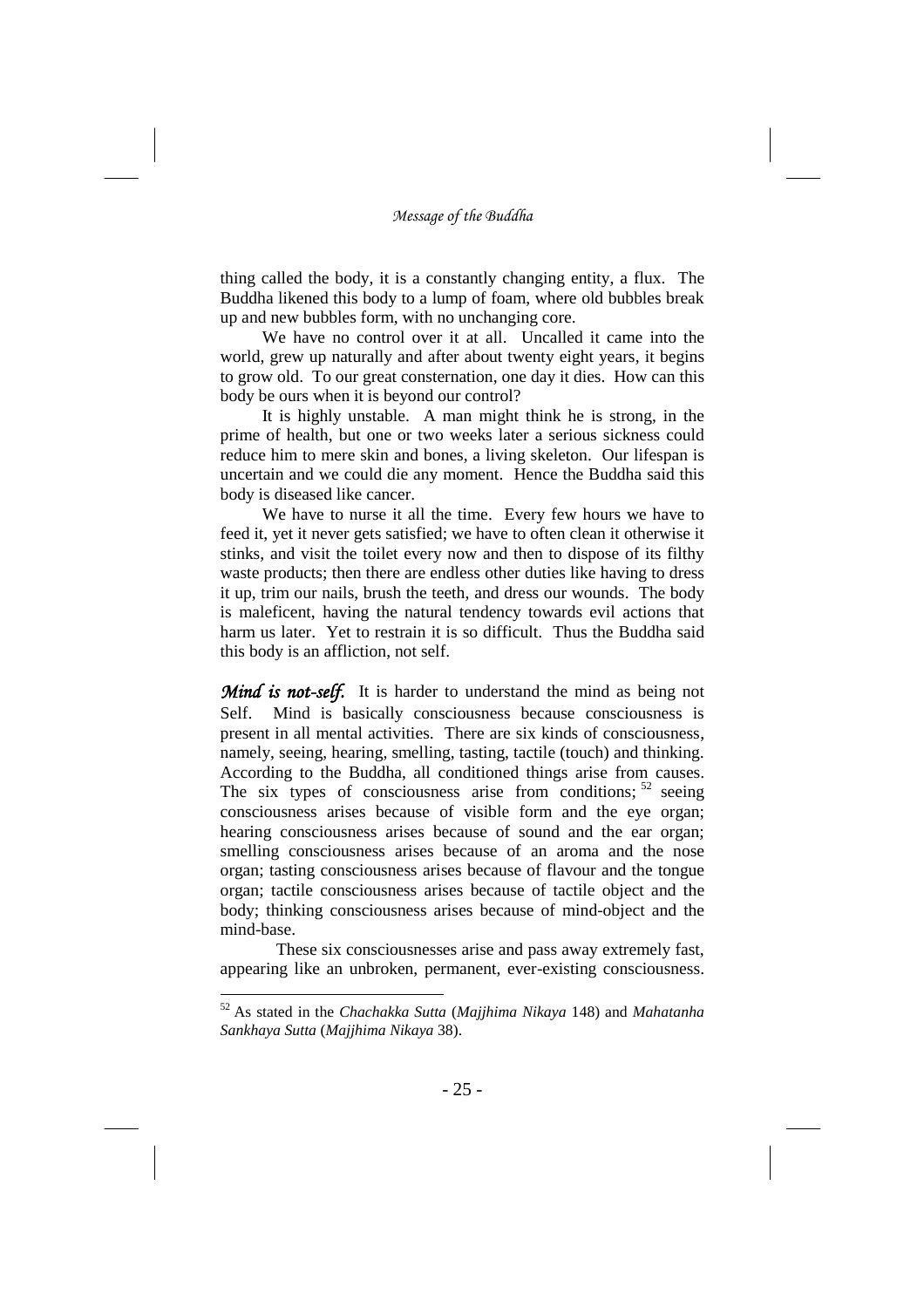thing called the body, it is a constantly changing entity, a flux. The Buddha likened this body to a lump of foam, where old bubbles break up and new bubbles form, with no unchanging core.

We have no control over it at all. Uncalled it came into the world, grew up naturally and after about twenty eight years, it begins to grow old. To our great consternation, one day it dies. How can this body be ours when it is beyond our control?

It is highly unstable. A man might think he is strong, in the prime of health, but one or two weeks later a serious sickness could reduce him to mere skin and bones, a living skeleton. Our lifespan is uncertain and we could die any moment. Hence the Buddha said this body is diseased like cancer.

We have to nurse it all the time. Every few hours we have to feed it, yet it never gets satisfied; we have to often clean it otherwise it stinks, and visit the toilet every now and then to dispose of its filthy waste products; then there are endless other duties like having to dress it up, trim our nails, brush the teeth, and dress our wounds. The body is maleficent, having the natural tendency towards evil actions that harm us later. Yet to restrain it is so difficult. Thus the Buddha said this body is an affliction, not self.

***Mind is not-self.*** It is harder to understand the mind as being not Self. Mind is basically consciousness because consciousness is present in all mental activities. There are six kinds of consciousness, namely, seeing, hearing, smelling, tasting, tactile (touch) and thinking. According to the Buddha, all conditioned things arise from causes. The six types of consciousness arise from conditions; [52] seeing consciousness arises because of visible form and the eye organ; hearing consciousness arises because of sound and the ear organ; smelling consciousness arises because of an aroma and the nose organ; tasting consciousness arises because of flavour and the tongue organ; tactile consciousness arises because of tactile object and the body; thinking consciousness arises because of mind-object and the mind-base.

These six consciousnesses arise and pass away extremely fast, appearing like an unbroken, permanent, ever-existing consciousness.

---

[52] As stated in the *Chachakka Sutta* (*Majjhima Nikaya* 148) and *Mahatanha Sankhaya Sutta* (*Majjhima Nikaya* 38).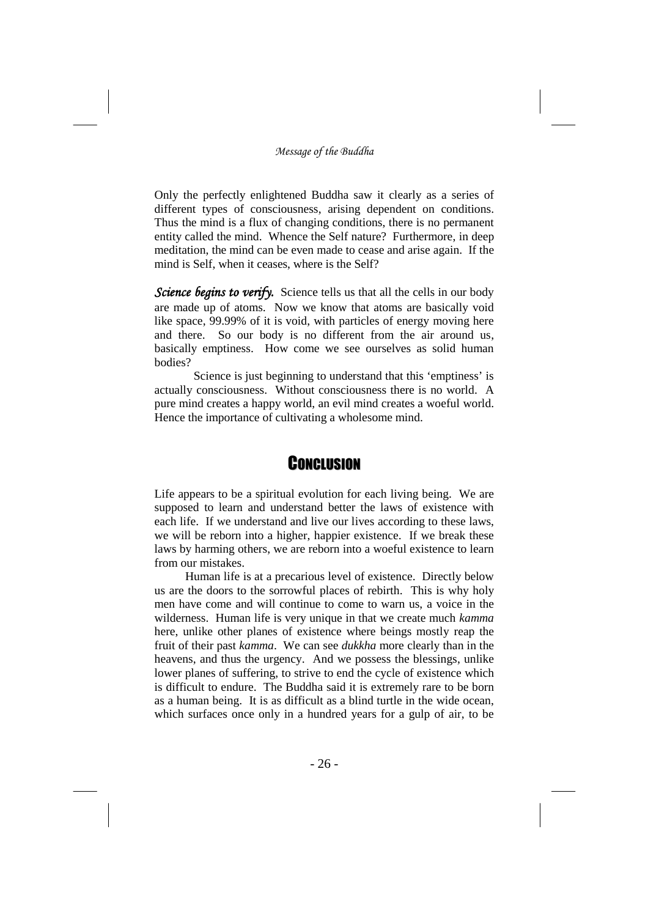Only the perfectly enlightened Buddha saw it clearly as a series of different types of consciousness, arising dependent on conditions. Thus the mind is a flux of changing conditions, there is no permanent entity called the mind. Whence the Self nature? Furthermore, in deep meditation, the mind can be even made to cease and arise again. If the mind is Self, when it ceases, where is the Self?

***Science begins to verify.*** Science tells us that all the cells in our body are made up of atoms. Now we know that atoms are basically void like space, 99.99% of it is void, with particles of energy moving here and there. So our body is no different from the air around us, basically emptiness. How come we see ourselves as solid human bodies?

Science is just beginning to understand that this 'emptiness' is actually consciousness. Without consciousness there is no world. A pure mind creates a happy world, an evil mind creates a woeful world. Hence the importance of cultivating a wholesome mind.

## CONCLUSION

Life appears to be a spiritual evolution for each living being. We are supposed to learn and understand better the laws of existence with each life. If we understand and live our lives according to these laws, we will be reborn into a higher, happier existence. If we break these laws by harming others, we are reborn into a woeful existence to learn from our mistakes.

Human life is at a precarious level of existence. Directly below us are the doors to the sorrowful places of rebirth. This is why holy men have come and will continue to come to warn us, a voice in the wilderness. Human life is very unique in that we create much *kamma* here, unlike other planes of existence where beings mostly reap the fruit of their past *kamma*. We can see *dukkha* more clearly than in the heavens, and thus the urgency. And we possess the blessings, unlike lower planes of suffering, to strive to end the cycle of existence which is difficult to endure. The Buddha said it is extremely rare to be born as a human being. It is as difficult as a blind turtle in the wide ocean, which surfaces once only in a hundred years for a gulp of air, to be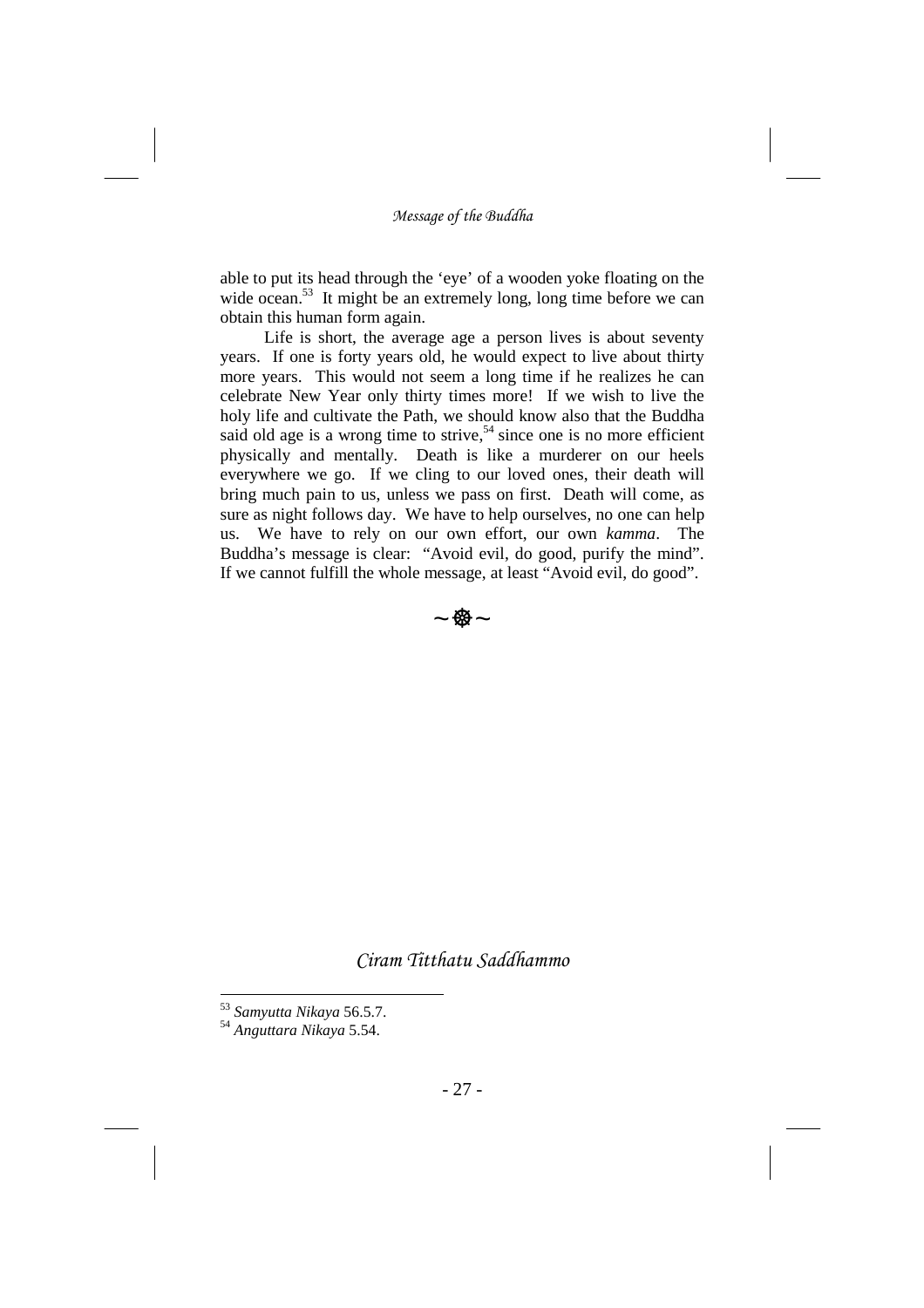able to put its head through the 'eye' of a wooden yoke floating on the wide ocean.[53] It might be an extremely long, long time before we can obtain this human form again.

Life is short, the average age a person lives is about seventy years. If one is forty years old, he would expect to live about thirty more years. This would not seem a long time if he realizes he can celebrate New Year only thirty times more! If we wish to live the holy life and cultivate the Path, we should know also that the Buddha said old age is a wrong time to strive,[54] since one is no more efficient physically and mentally. Death is like a murderer on our heels everywhere we go. If we cling to our loved ones, their death will bring much pain to us, unless we pass on first. Death will come, as sure as night follows day. We have to help ourselves, no one can help us. We have to rely on our own effort, our own *kamma*. The Buddha's message is clear: "Avoid evil, do good, purify the mind". If we cannot fulfill the whole message, at least "Avoid evil, do good".

~ ☸ ~

*Ciram Titthatu Saddhammo*

---

[53] *Samyutta Nikaya* 56.5.7.

[54] *Anguttara Nikaya* 5.54.